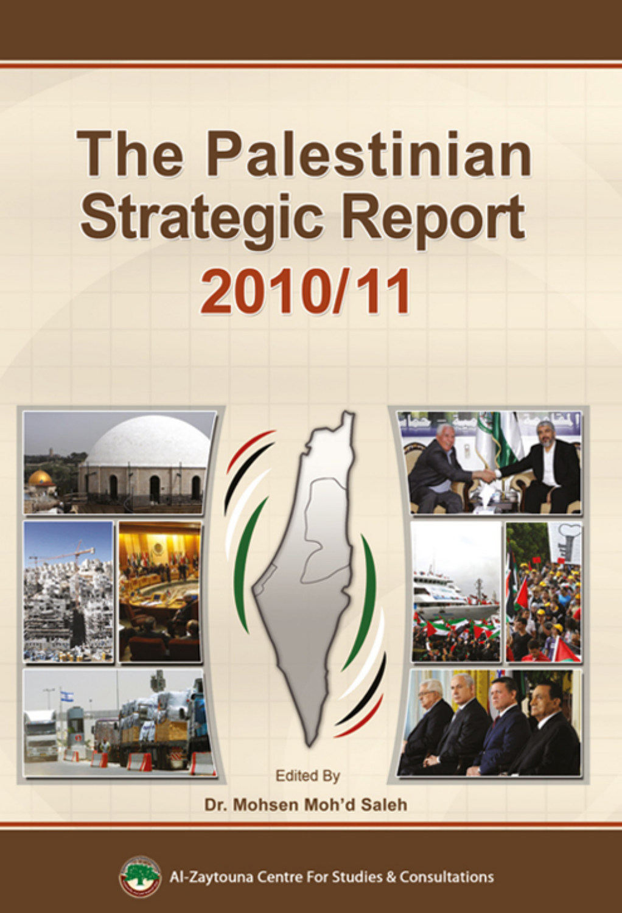# The Palestinian Strategic Report 2010/11

Edited By

**Dr. Mohsen Moh'd Saleh**

Al-Zaytouna Centre For Studies & Consultations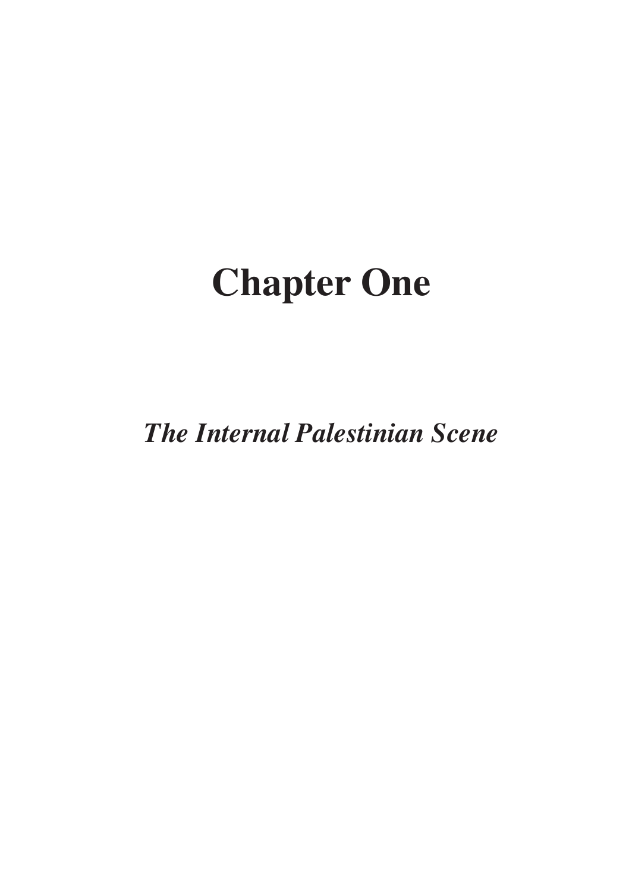# Chapter One

## *The Internal Palestinian Scene*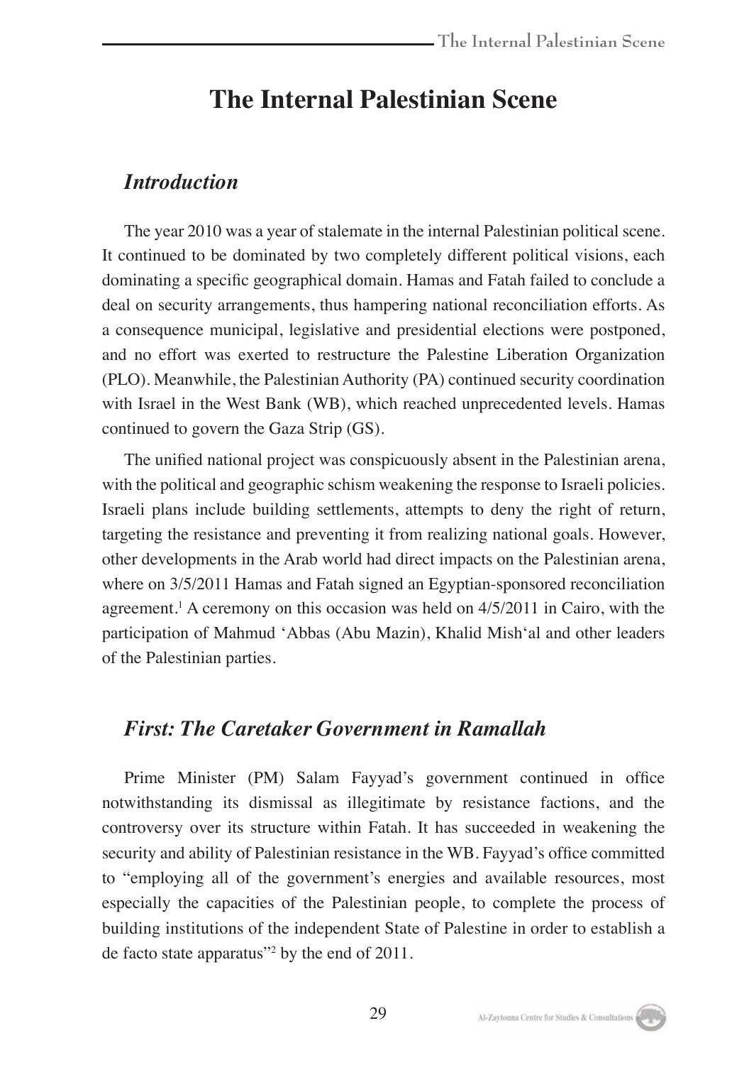# The Internal Palestinian Scene

## *Introduction*

The year 2010 was a year of stalemate in the internal Palestinian political scene. It continued to be dominated by two completely different political visions, each dominating a specific geographical domain. Hamas and Fatah failed to conclude a deal on security arrangements, thus hampering national reconciliation efforts. As a consequence municipal, legislative and presidential elections were postponed, and no effort was exerted to restructure the Palestine Liberation Organization (PLO). Meanwhile, the Palestinian Authority (PA) continued security coordination with Israel in the West Bank (WB), which reached unprecedented levels. Hamas continued to govern the Gaza Strip (GS).

The unified national project was conspicuously absent in the Palestinian arena, with the political and geographic schism weakening the response to Israeli policies. Israeli plans include building settlements, attempts to deny the right of return, targeting the resistance and preventing it from realizing national goals. However, other developments in the Arab world had direct impacts on the Palestinian arena, where on 3/5/2011 Hamas and Fatah signed an Egyptian-sponsored reconciliation agreement.[1] A ceremony on this occasion was held on 4/5/2011 in Cairo, with the participation of Mahmud ‘Abbas (Abu Mazin), Khalid Mish‘al and other leaders of the Palestinian parties.

## *First: The Caretaker Government in Ramallah*

Prime Minister (PM) Salam Fayyad’s government continued in office notwithstanding its dismissal as illegitimate by resistance factions, and the controversy over its structure within Fatah. It has succeeded in weakening the security and ability of Palestinian resistance in the WB. Fayyad’s office committed to “employing all of the government’s energies and available resources, most especially the capacities of the Palestinian people, to complete the process of building institutions of the independent State of Palestine in order to establish a de facto state apparatus”[2] by the end of 2011.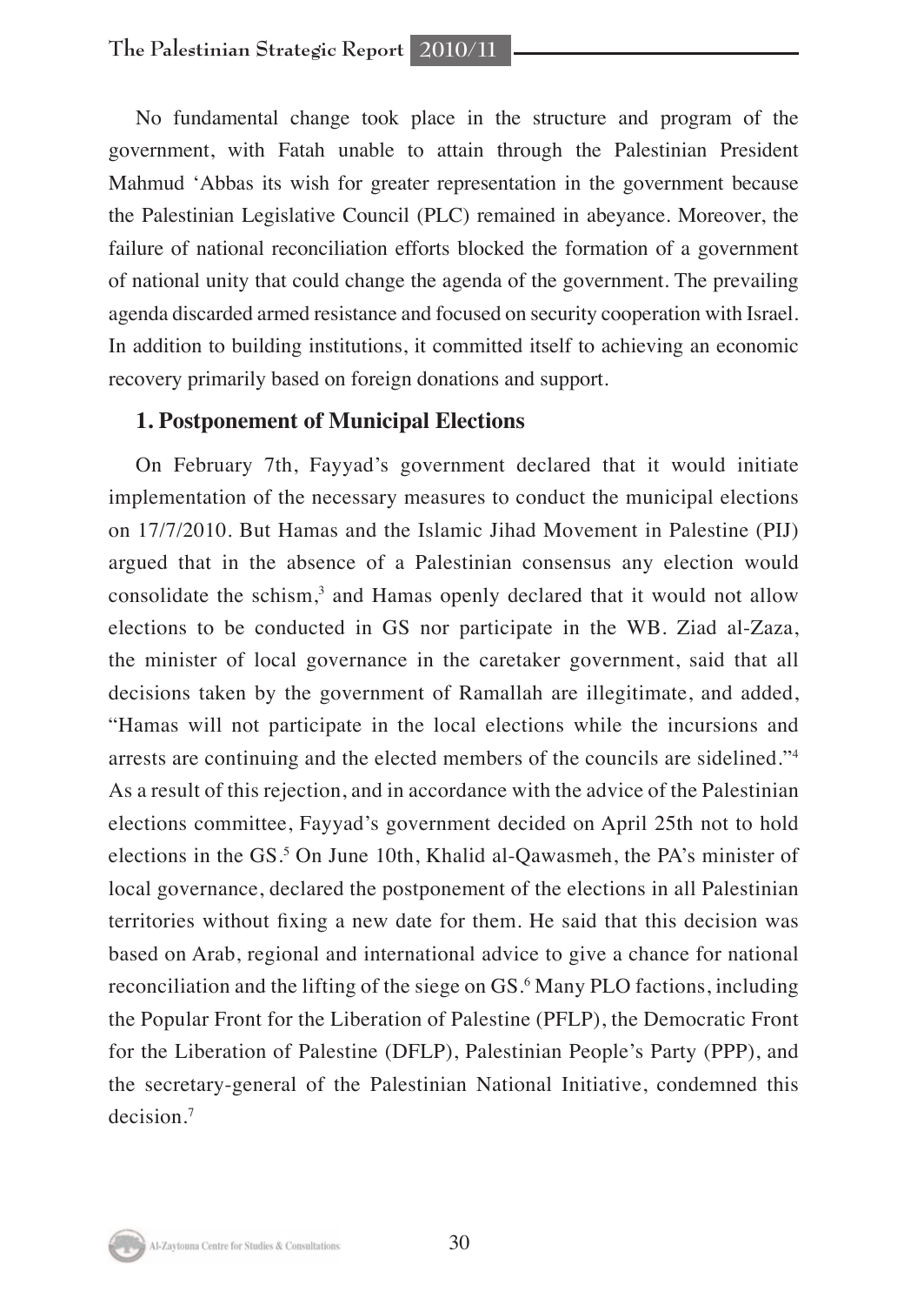No fundamental change took place in the structure and program of the government, with Fatah unable to attain through the Palestinian President Mahmud ʻAbbas its wish for greater representation in the government because the Palestinian Legislative Council (PLC) remained in abeyance. Moreover, the failure of national reconciliation efforts blocked the formation of a government of national unity that could change the agenda of the government. The prevailing agenda discarded armed resistance and focused on security cooperation with Israel. In addition to building institutions, it committed itself to achieving an economic recovery primarily based on foreign donations and support.

### 1. Postponement of Municipal Elections

On February 7th, Fayyad's government declared that it would initiate implementation of the necessary measures to conduct the municipal elections on 17/7/2010. But Hamas and the Islamic Jihad Movement in Palestine (PIJ) argued that in the absence of a Palestinian consensus any election would consolidate the schism,[3] and Hamas openly declared that it would not allow elections to be conducted in GS nor participate in the WB. Ziad al-Zaza, the minister of local governance in the caretaker government, said that all decisions taken by the government of Ramallah are illegitimate, and added, "Hamas will not participate in the local elections while the incursions and arrests are continuing and the elected members of the councils are sidelined."[4] As a result of this rejection, and in accordance with the advice of the Palestinian elections committee, Fayyad's government decided on April 25th not to hold elections in the GS.[5] On June 10th, Khalid al-Qawasmeh, the PA's minister of local governance, declared the postponement of the elections in all Palestinian territories without fixing a new date for them. He said that this decision was based on Arab, regional and international advice to give a chance for national reconciliation and the lifting of the siege on GS.[6] Many PLO factions, including the Popular Front for the Liberation of Palestine (PFLP), the Democratic Front for the Liberation of Palestine (DFLP), Palestinian People's Party (PPP), and the secretary-general of the Palestinian National Initiative, condemned this decision.[7]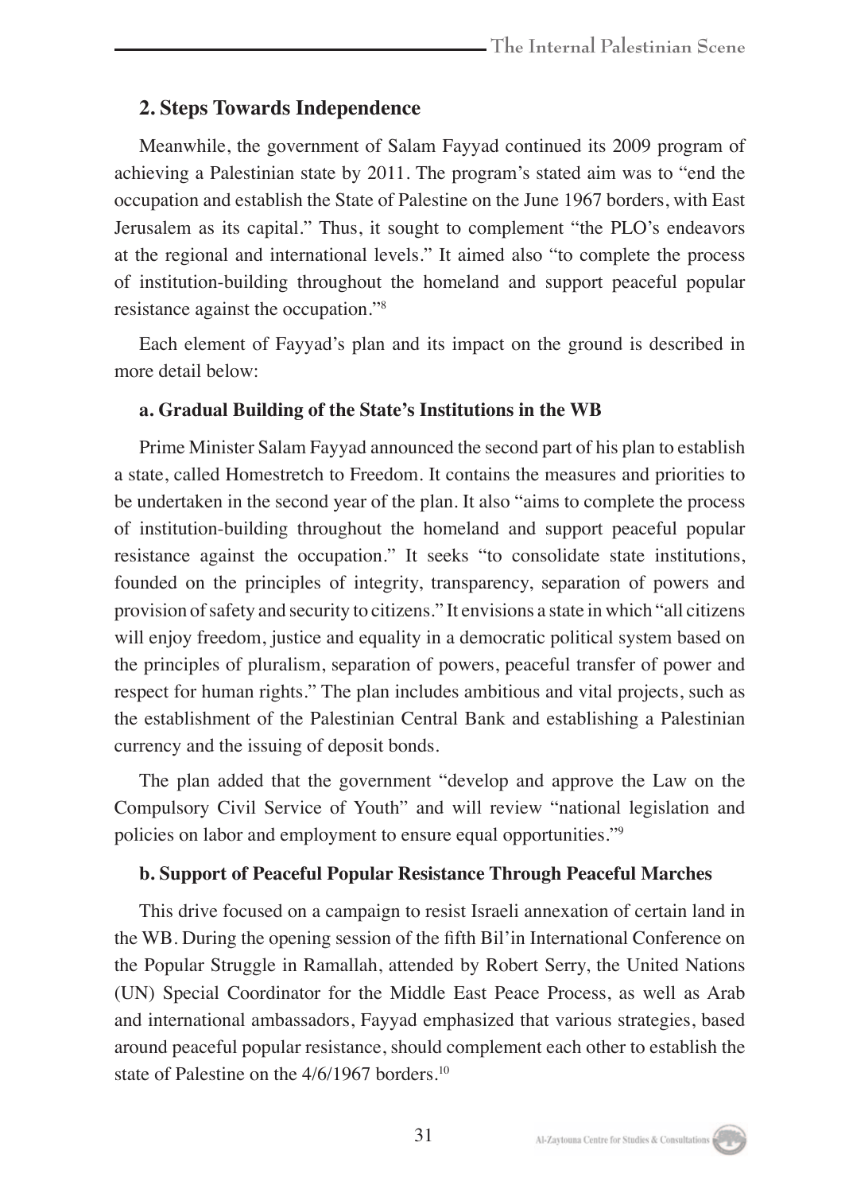## 2. Steps Towards Independence

Meanwhile, the government of Salam Fayyad continued its 2009 program of achieving a Palestinian state by 2011. The program's stated aim was to "end the occupation and establish the State of Palestine on the June 1967 borders, with East Jerusalem as its capital." Thus, it sought to complement "the PLO's endeavors at the regional and international levels." It aimed also "to complete the process of institution-building throughout the homeland and support peaceful popular resistance against the occupation."[8]

Each element of Fayyad's plan and its impact on the ground is described in more detail below:

### a. Gradual Building of the State's Institutions in the WB

Prime Minister Salam Fayyad announced the second part of his plan to establish a state, called Homestretch to Freedom. It contains the measures and priorities to be undertaken in the second year of the plan. It also "aims to complete the process of institution-building throughout the homeland and support peaceful popular resistance against the occupation." It seeks "to consolidate state institutions, founded on the principles of integrity, transparency, separation of powers and provision of safety and security to citizens." It envisions a state in which "all citizens will enjoy freedom, justice and equality in a democratic political system based on the principles of pluralism, separation of powers, peaceful transfer of power and respect for human rights." The plan includes ambitious and vital projects, such as the establishment of the Palestinian Central Bank and establishing a Palestinian currency and the issuing of deposit bonds.

The plan added that the government "develop and approve the Law on the Compulsory Civil Service of Youth" and will review "national legislation and policies on labor and employment to ensure equal opportunities."[9]

### b. Support of Peaceful Popular Resistance Through Peaceful Marches

This drive focused on a campaign to resist Israeli annexation of certain land in the WB. During the opening session of the fifth Bil'in International Conference on the Popular Struggle in Ramallah, attended by Robert Serry, the United Nations (UN) Special Coordinator for the Middle East Peace Process, as well as Arab and international ambassadors, Fayyad emphasized that various strategies, based around peaceful popular resistance, should complement each other to establish the state of Palestine on the 4/6/1967 borders.[10]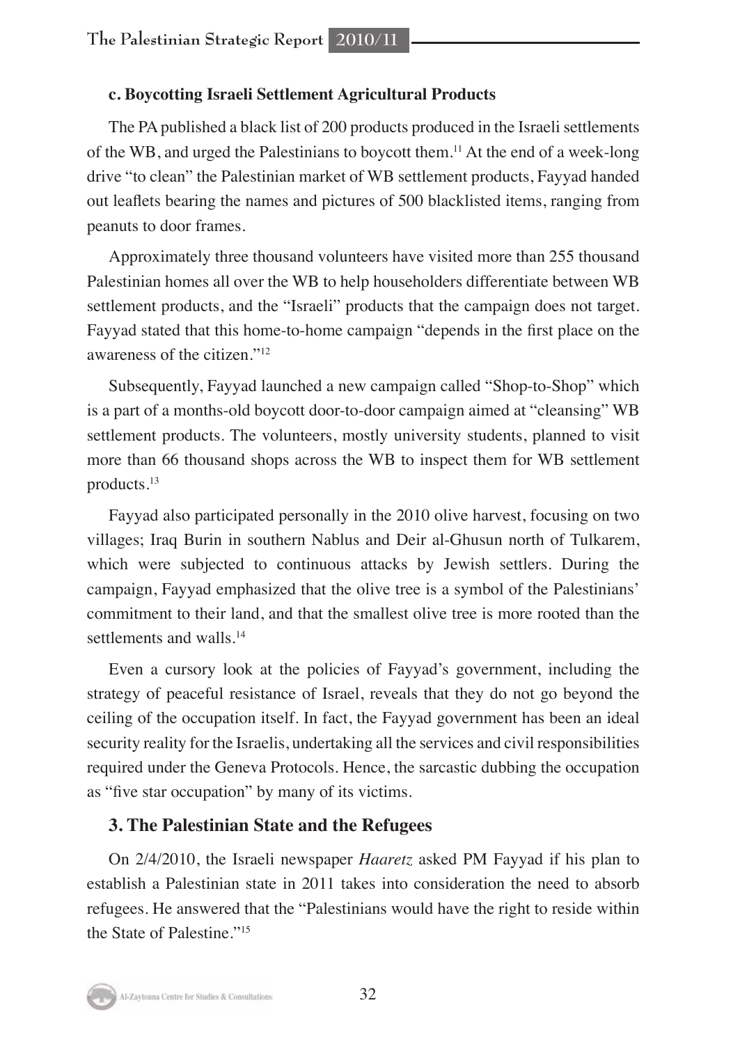### c. Boycotting Israeli Settlement Agricultural Products

The PA published a black list of 200 products produced in the Israeli settlements of the WB, and urged the Palestinians to boycott them.[11] At the end of a week-long drive "to clean" the Palestinian market of WB settlement products, Fayyad handed out leaflets bearing the names and pictures of 500 blacklisted items, ranging from peanuts to door frames.

Approximately three thousand volunteers have visited more than 255 thousand Palestinian homes all over the WB to help householders differentiate between WB settlement products, and the "Israeli" products that the campaign does not target. Fayyad stated that this home-to-home campaign "depends in the first place on the awareness of the citizen."[12]

Subsequently, Fayyad launched a new campaign called "Shop-to-Shop" which is a part of a months-old boycott door-to-door campaign aimed at "cleansing" WB settlement products. The volunteers, mostly university students, planned to visit more than 66 thousand shops across the WB to inspect them for WB settlement products.[13]

Fayyad also participated personally in the 2010 olive harvest, focusing on two villages; Iraq Burin in southern Nablus and Deir al-Ghusun north of Tulkarem, which were subjected to continuous attacks by Jewish settlers. During the campaign, Fayyad emphasized that the olive tree is a symbol of the Palestinians' commitment to their land, and that the smallest olive tree is more rooted than the settlements and walls.[14]

Even a cursory look at the policies of Fayyad's government, including the strategy of peaceful resistance of Israel, reveals that they do not go beyond the ceiling of the occupation itself. In fact, the Fayyad government has been an ideal security reality for the Israelis, undertaking all the services and civil responsibilities required under the Geneva Protocols. Hence, the sarcastic dubbing the occupation as "five star occupation" by many of its victims.

## 3. The Palestinian State and the Refugees

On 2/4/2010, the Israeli newspaper *Haaretz* asked PM Fayyad if his plan to establish a Palestinian state in 2011 takes into consideration the need to absorb refugees. He answered that the "Palestinians would have the right to reside within the State of Palestine."[15]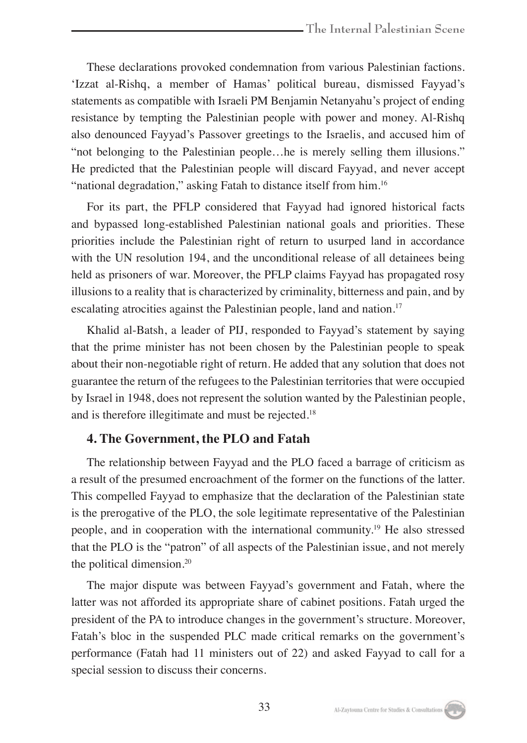These declarations provoked condemnation from various Palestinian factions. 'Izzat al-Rishq, a member of Hamas' political bureau, dismissed Fayyad's statements as compatible with Israeli PM Benjamin Netanyahu's project of ending resistance by tempting the Palestinian people with power and money. Al-Rishq also denounced Fayyad's Passover greetings to the Israelis, and accused him of "not belonging to the Palestinian people…he is merely selling them illusions." He predicted that the Palestinian people will discard Fayyad, and never accept "national degradation," asking Fatah to distance itself from him.[16]

For its part, the PFLP considered that Fayyad had ignored historical facts and bypassed long-established Palestinian national goals and priorities. These priorities include the Palestinian right of return to usurped land in accordance with the UN resolution 194, and the unconditional release of all detainees being held as prisoners of war. Moreover, the PFLP claims Fayyad has propagated rosy illusions to a reality that is characterized by criminality, bitterness and pain, and by escalating atrocities against the Palestinian people, land and nation.[17]

Khalid al-Batsh, a leader of PIJ, responded to Fayyad's statement by saying that the prime minister has not been chosen by the Palestinian people to speak about their non-negotiable right of return. He added that any solution that does not guarantee the return of the refugees to the Palestinian territories that were occupied by Israel in 1948, does not represent the solution wanted by the Palestinian people, and is therefore illegitimate and must be rejected.[18]

### 4. The Government, the PLO and Fatah

The relationship between Fayyad and the PLO faced a barrage of criticism as a result of the presumed encroachment of the former on the functions of the latter. This compelled Fayyad to emphasize that the declaration of the Palestinian state is the prerogative of the PLO, the sole legitimate representative of the Palestinian people, and in cooperation with the international community.[19] He also stressed that the PLO is the "patron" of all aspects of the Palestinian issue, and not merely the political dimension.[20]

The major dispute was between Fayyad's government and Fatah, where the latter was not afforded its appropriate share of cabinet positions. Fatah urged the president of the PA to introduce changes in the government's structure. Moreover, Fatah's bloc in the suspended PLC made critical remarks on the government's performance (Fatah had 11 ministers out of 22) and asked Fayyad to call for a special session to discuss their concerns.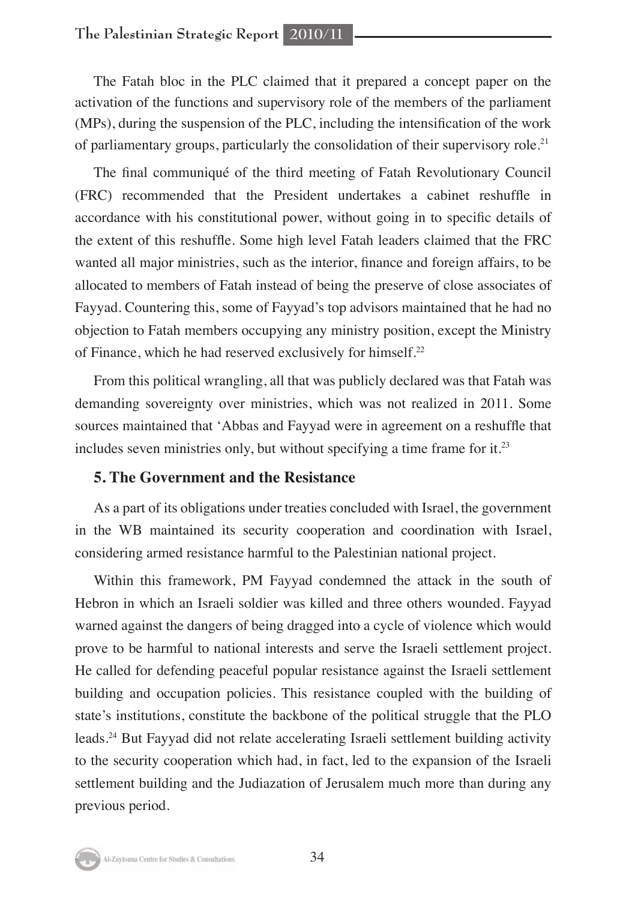The Fatah bloc in the PLC claimed that it prepared a concept paper on the activation of the functions and supervisory role of the members of the parliament (MPs), during the suspension of the PLC, including the intensification of the work of parliamentary groups, particularly the consolidation of their supervisory role.[21]

The final communiqué of the third meeting of Fatah Revolutionary Council (FRC) recommended that the President undertakes a cabinet reshuffle in accordance with his constitutional power, without going in to specific details of the extent of this reshuffle. Some high level Fatah leaders claimed that the FRC wanted all major ministries, such as the interior, finance and foreign affairs, to be allocated to members of Fatah instead of being the preserve of close associates of Fayyad. Countering this, some of Fayyad's top advisors maintained that he had no objection to Fatah members occupying any ministry position, except the Ministry of Finance, which he had reserved exclusively for himself.[22]

From this political wrangling, all that was publicly declared was that Fatah was demanding sovereignty over ministries, which was not realized in 2011. Some sources maintained that 'Abbas and Fayyad were in agreement on a reshuffle that includes seven ministries only, but without specifying a time frame for it.[23]

## 5. The Government and the Resistance

As a part of its obligations under treaties concluded with Israel, the government in the WB maintained its security cooperation and coordination with Israel, considering armed resistance harmful to the Palestinian national project.

Within this framework, PM Fayyad condemned the attack in the south of Hebron in which an Israeli soldier was killed and three others wounded. Fayyad warned against the dangers of being dragged into a cycle of violence which would prove to be harmful to national interests and serve the Israeli settlement project. He called for defending peaceful popular resistance against the Israeli settlement building and occupation policies. This resistance coupled with the building of state's institutions, constitute the backbone of the political struggle that the PLO leads.[24] But Fayyad did not relate accelerating Israeli settlement building activity to the security cooperation which had, in fact, led to the expansion of the Israeli settlement building and the Judiazation of Jerusalem much more than during any previous period.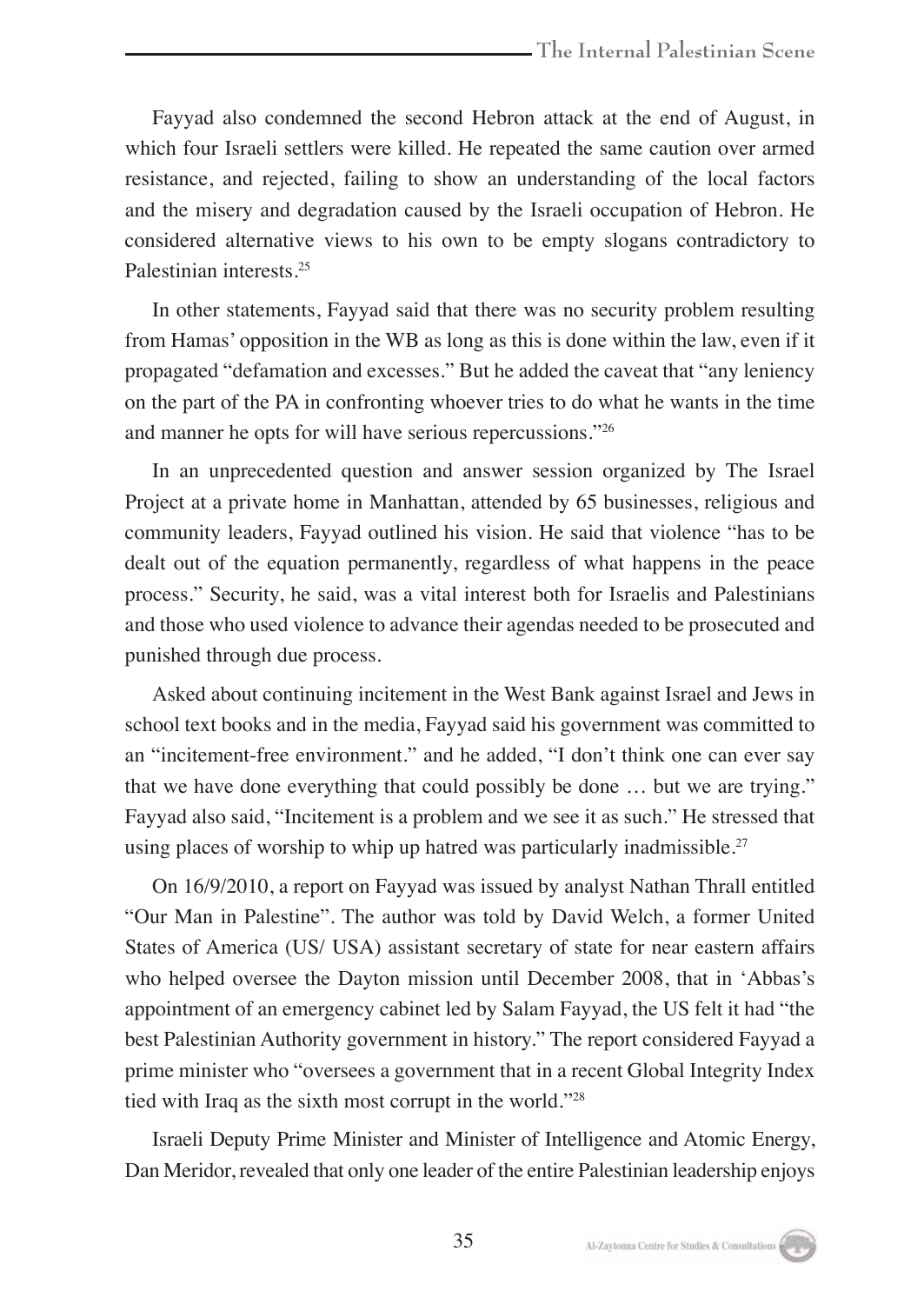Fayyad also condemned the second Hebron attack at the end of August, in which four Israeli settlers were killed. He repeated the same caution over armed resistance, and rejected, failing to show an understanding of the local factors and the misery and degradation caused by the Israeli occupation of Hebron. He considered alternative views to his own to be empty slogans contradictory to Palestinian interests.[25]

In other statements, Fayyad said that there was no security problem resulting from Hamas' opposition in the WB as long as this is done within the law, even if it propagated "defamation and excesses." But he added the caveat that "any leniency on the part of the PA in confronting whoever tries to do what he wants in the time and manner he opts for will have serious repercussions."[26]

In an unprecedented question and answer session organized by The Israel Project at a private home in Manhattan, attended by 65 businesses, religious and community leaders, Fayyad outlined his vision. He said that violence "has to be dealt out of the equation permanently, regardless of what happens in the peace process." Security, he said, was a vital interest both for Israelis and Palestinians and those who used violence to advance their agendas needed to be prosecuted and punished through due process.

Asked about continuing incitement in the West Bank against Israel and Jews in school text books and in the media, Fayyad said his government was committed to an "incitement-free environment." and he added, "I don't think one can ever say that we have done everything that could possibly be done … but we are trying." Fayyad also said, "Incitement is a problem and we see it as such." He stressed that using places of worship to whip up hatred was particularly inadmissible.[27]

On 16/9/2010, a report on Fayyad was issued by analyst Nathan Thrall entitled "Our Man in Palestine". The author was told by David Welch, a former United States of America (US/ USA) assistant secretary of state for near eastern affairs who helped oversee the Dayton mission until December 2008, that in 'Abbas's appointment of an emergency cabinet led by Salam Fayyad, the US felt it had "the best Palestinian Authority government in history." The report considered Fayyad a prime minister who "oversees a government that in a recent Global Integrity Index tied with Iraq as the sixth most corrupt in the world."[28]

Israeli Deputy Prime Minister and Minister of Intelligence and Atomic Energy, Dan Meridor, revealed that only one leader of the entire Palestinian leadership enjoys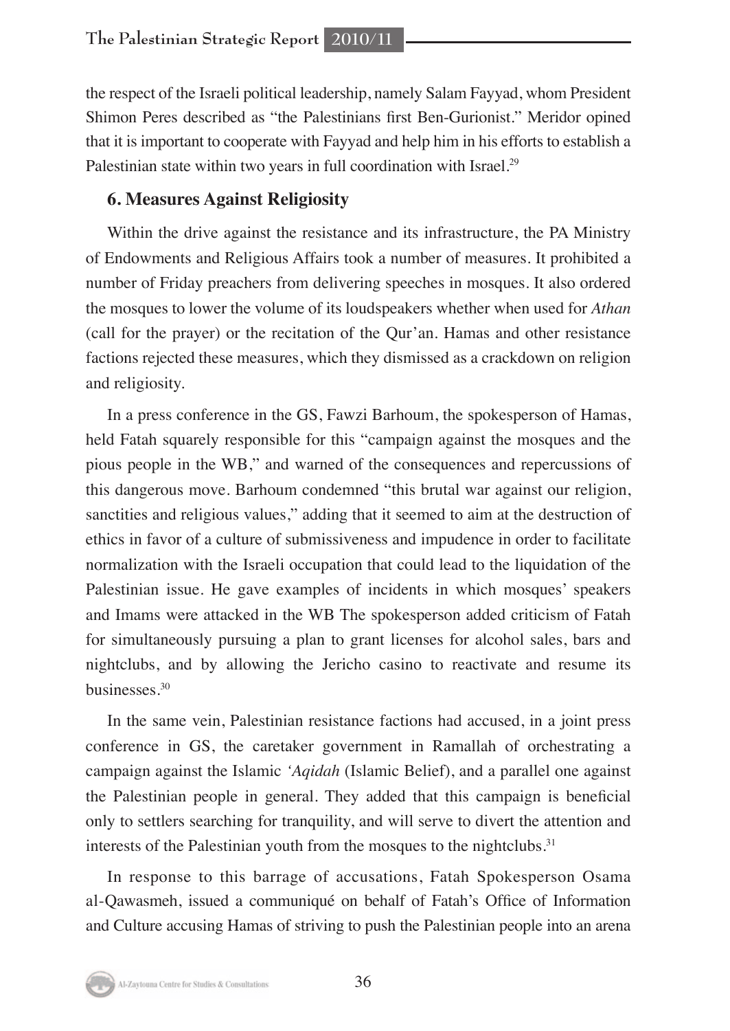the respect of the Israeli political leadership, namely Salam Fayyad, whom President Shimon Peres described as "the Palestinians first Ben-Gurionist." Meridor opined that it is important to cooperate with Fayyad and help him in his efforts to establish a Palestinian state within two years in full coordination with Israel.[29]

### 6. Measures Against Religiosity

Within the drive against the resistance and its infrastructure, the PA Ministry of Endowments and Religious Affairs took a number of measures. It prohibited a number of Friday preachers from delivering speeches in mosques. It also ordered the mosques to lower the volume of its loudspeakers whether when used for *Athan* (call for the prayer) or the recitation of the Qur'an. Hamas and other resistance factions rejected these measures, which they dismissed as a crackdown on religion and religiosity.

In a press conference in the GS, Fawzi Barhoum, the spokesperson of Hamas, held Fatah squarely responsible for this "campaign against the mosques and the pious people in the WB," and warned of the consequences and repercussions of this dangerous move. Barhoum condemned "this brutal war against our religion, sanctities and religious values," adding that it seemed to aim at the destruction of ethics in favor of a culture of submissiveness and impudence in order to facilitate normalization with the Israeli occupation that could lead to the liquidation of the Palestinian issue. He gave examples of incidents in which mosques' speakers and Imams were attacked in the WB The spokesperson added criticism of Fatah for simultaneously pursuing a plan to grant licenses for alcohol sales, bars and nightclubs, and by allowing the Jericho casino to reactivate and resume its businesses.[30]

In the same vein, Palestinian resistance factions had accused, in a joint press conference in GS, the caretaker government in Ramallah of orchestrating a campaign against the Islamic *'Aqidah* (Islamic Belief), and a parallel one against the Palestinian people in general. They added that this campaign is beneficial only to settlers searching for tranquility, and will serve to divert the attention and interests of the Palestinian youth from the mosques to the nightclubs.[31]

In response to this barrage of accusations, Fatah Spokesperson Osama al-Qawasmeh, issued a communiqué on behalf of Fatah's Office of Information and Culture accusing Hamas of striving to push the Palestinian people into an arena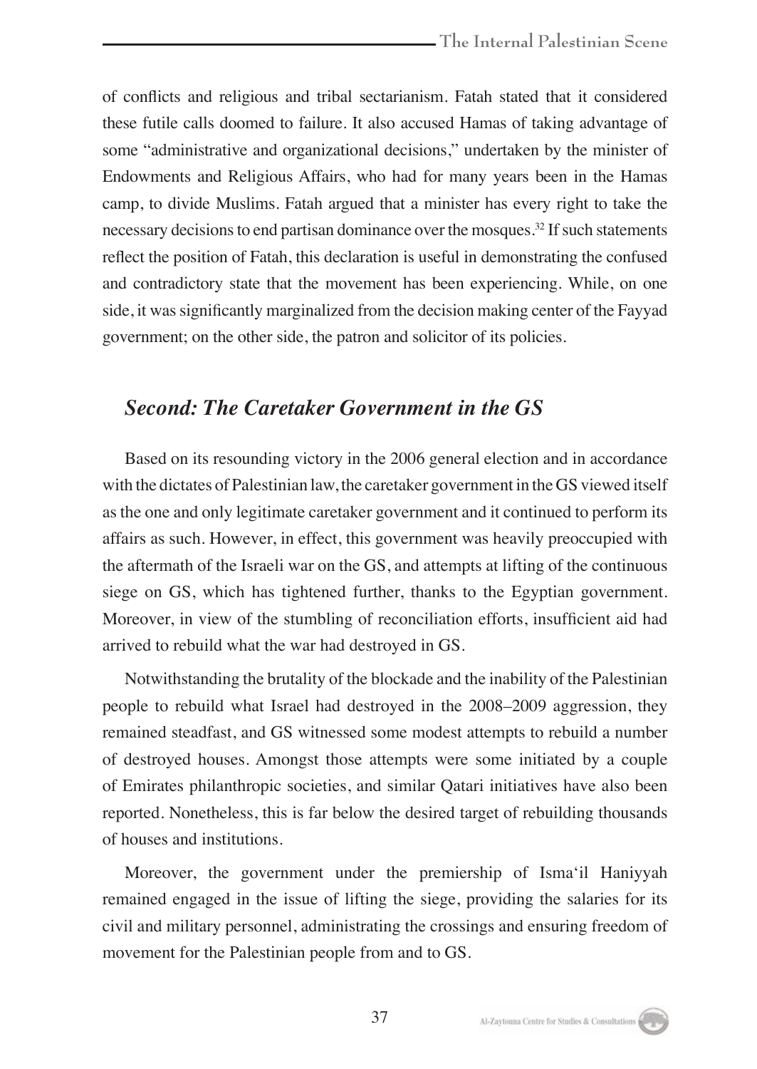of conflicts and religious and tribal sectarianism. Fatah stated that it considered these futile calls doomed to failure. It also accused Hamas of taking advantage of some "administrative and organizational decisions," undertaken by the minister of Endowments and Religious Affairs, who had for many years been in the Hamas camp, to divide Muslims. Fatah argued that a minister has every right to take the necessary decisions to end partisan dominance over the mosques.[32] If such statements reflect the position of Fatah, this declaration is useful in demonstrating the confused and contradictory state that the movement has been experiencing. While, on one side, it was significantly marginalized from the decision making center of the Fayyad government; on the other side, the patron and solicitor of its policies.

## *Second: The Caretaker Government in the GS*

Based on its resounding victory in the 2006 general election and in accordance with the dictates of Palestinian law, the caretaker government in the GS viewed itself as the one and only legitimate caretaker government and it continued to perform its affairs as such. However, in effect, this government was heavily preoccupied with the aftermath of the Israeli war on the GS, and attempts at lifting of the continuous siege on GS, which has tightened further, thanks to the Egyptian government. Moreover, in view of the stumbling of reconciliation efforts, insufficient aid had arrived to rebuild what the war had destroyed in GS.

Notwithstanding the brutality of the blockade and the inability of the Palestinian people to rebuild what Israel had destroyed in the 2008–2009 aggression, they remained steadfast, and GS witnessed some modest attempts to rebuild a number of destroyed houses. Amongst those attempts were some initiated by a couple of Emirates philanthropic societies, and similar Qatari initiatives have also been reported. Nonetheless, this is far below the desired target of rebuilding thousands of houses and institutions.

Moreover, the government under the premiership of Isma'il Haniyyah remained engaged in the issue of lifting the siege, providing the salaries for its civil and military personnel, administrating the crossings and ensuring freedom of movement for the Palestinian people from and to GS.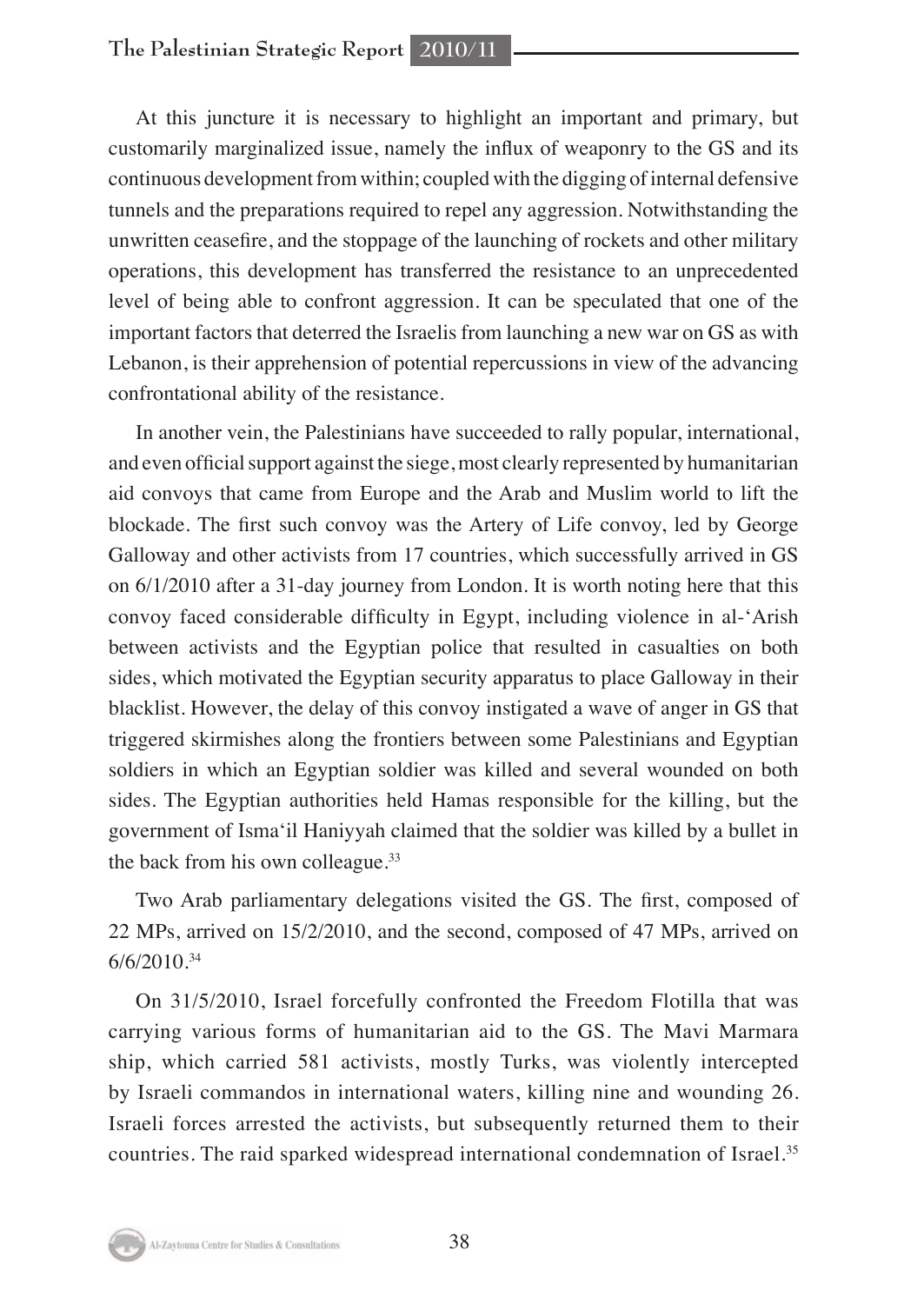At this juncture it is necessary to highlight an important and primary, but customarily marginalized issue, namely the influx of weaponry to the GS and its continuous development from within; coupled with the digging of internal defensive tunnels and the preparations required to repel any aggression. Notwithstanding the unwritten ceasefire, and the stoppage of the launching of rockets and other military operations, this development has transferred the resistance to an unprecedented level of being able to confront aggression. It can be speculated that one of the important factors that deterred the Israelis from launching a new war on GS as with Lebanon, is their apprehension of potential repercussions in view of the advancing confrontational ability of the resistance.

In another vein, the Palestinians have succeeded to rally popular, international, and even official support against the siege, most clearly represented by humanitarian aid convoys that came from Europe and the Arab and Muslim world to lift the blockade. The first such convoy was the Artery of Life convoy, led by George Galloway and other activists from 17 countries, which successfully arrived in GS on 6/1/2010 after a 31-day journey from London. It is worth noting here that this convoy faced considerable difficulty in Egypt, including violence in al-'Arish between activists and the Egyptian police that resulted in casualties on both sides, which motivated the Egyptian security apparatus to place Galloway in their blacklist. However, the delay of this convoy instigated a wave of anger in GS that triggered skirmishes along the frontiers between some Palestinians and Egyptian soldiers in which an Egyptian soldier was killed and several wounded on both sides. The Egyptian authorities held Hamas responsible for the killing, but the government of Isma'il Haniyyah claimed that the soldier was killed by a bullet in the back from his own colleague.[33]

Two Arab parliamentary delegations visited the GS. The first, composed of 22 MPs, arrived on 15/2/2010, and the second, composed of 47 MPs, arrived on 6/6/2010.[34]

On 31/5/2010, Israel forcefully confronted the Freedom Flotilla that was carrying various forms of humanitarian aid to the GS. The Mavi Marmara ship, which carried 581 activists, mostly Turks, was violently intercepted by Israeli commandos in international waters, killing nine and wounding 26. Israeli forces arrested the activists, but subsequently returned them to their countries. The raid sparked widespread international condemnation of Israel.[35]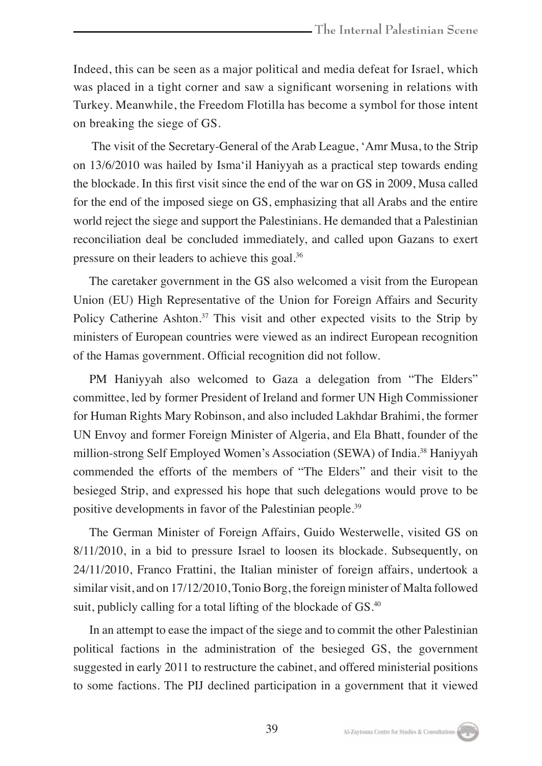Indeed, this can be seen as a major political and media defeat for Israel, which was placed in a tight corner and saw a significant worsening in relations with Turkey. Meanwhile, the Freedom Flotilla has become a symbol for those intent on breaking the siege of GS.

The visit of the Secretary-General of the Arab League, 'Amr Musa, to the Strip on 13/6/2010 was hailed by Isma'il Haniyyah as a practical step towards ending the blockade. In this first visit since the end of the war on GS in 2009, Musa called for the end of the imposed siege on GS, emphasizing that all Arabs and the entire world reject the siege and support the Palestinians. He demanded that a Palestinian reconciliation deal be concluded immediately, and called upon Gazans to exert pressure on their leaders to achieve this goal.[36]

The caretaker government in the GS also welcomed a visit from the European Union (EU) High Representative of the Union for Foreign Affairs and Security Policy Catherine Ashton.[37] This visit and other expected visits to the Strip by ministers of European countries were viewed as an indirect European recognition of the Hamas government. Official recognition did not follow.

PM Haniyyah also welcomed to Gaza a delegation from "The Elders" committee, led by former President of Ireland and former UN High Commissioner for Human Rights Mary Robinson, and also included Lakhdar Brahimi, the former UN Envoy and former Foreign Minister of Algeria, and Ela Bhatt, founder of the million-strong Self Employed Women's Association (SEWA) of India.[38] Haniyyah commended the efforts of the members of "The Elders" and their visit to the besieged Strip, and expressed his hope that such delegations would prove to be positive developments in favor of the Palestinian people.[39]

The German Minister of Foreign Affairs, Guido Westerwelle, visited GS on 8/11/2010, in a bid to pressure Israel to loosen its blockade. Subsequently, on 24/11/2010, Franco Frattini, the Italian minister of foreign affairs, undertook a similar visit, and on 17/12/2010, Tonio Borg, the foreign minister of Malta followed suit, publicly calling for a total lifting of the blockade of GS.[40]

In an attempt to ease the impact of the siege and to commit the other Palestinian political factions in the administration of the besieged GS, the government suggested in early 2011 to restructure the cabinet, and offered ministerial positions to some factions. The PIJ declined participation in a government that it viewed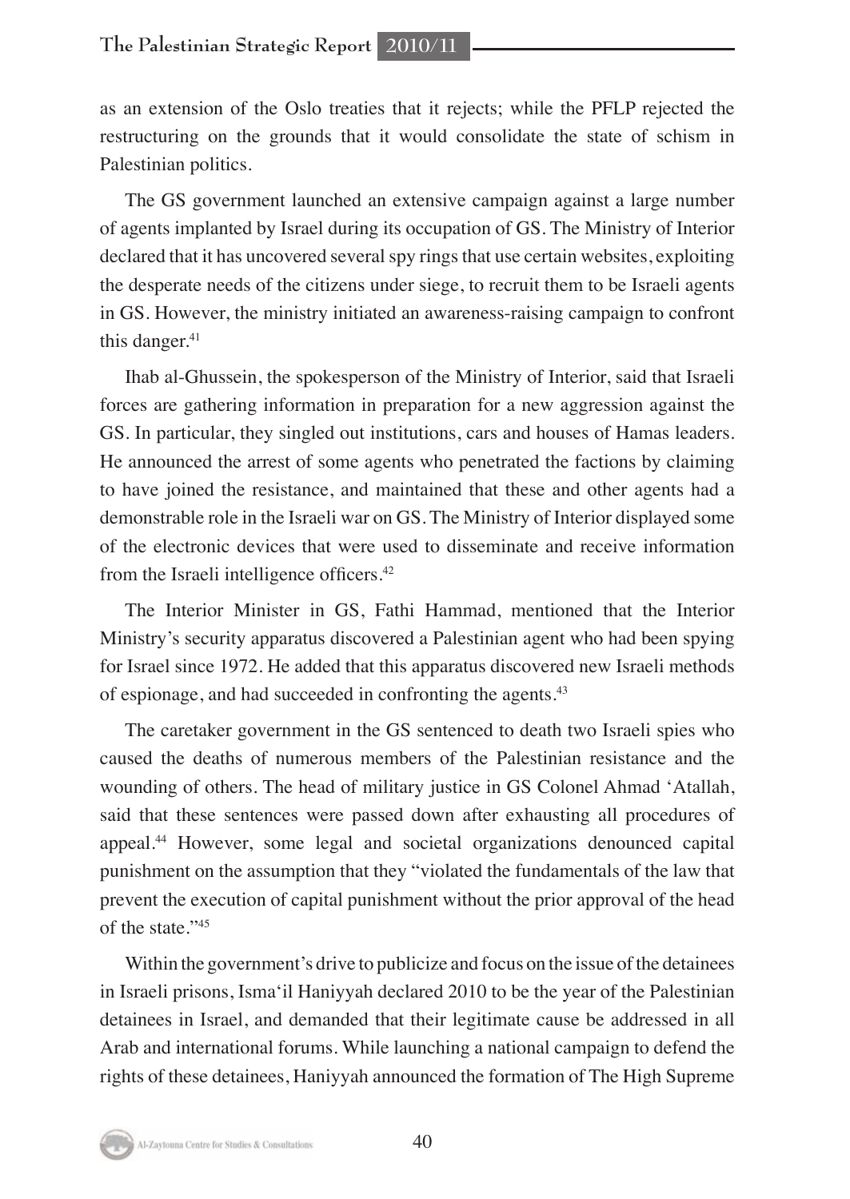as an extension of the Oslo treaties that it rejects; while the PFLP rejected the restructuring on the grounds that it would consolidate the state of schism in Palestinian politics.

The GS government launched an extensive campaign against a large number of agents implanted by Israel during its occupation of GS. The Ministry of Interior declared that it has uncovered several spy rings that use certain websites, exploiting the desperate needs of the citizens under siege, to recruit them to be Israeli agents in GS. However, the ministry initiated an awareness-raising campaign to confront this danger.[41]

Ihab al-Ghussein, the spokesperson of the Ministry of Interior, said that Israeli forces are gathering information in preparation for a new aggression against the GS. In particular, they singled out institutions, cars and houses of Hamas leaders. He announced the arrest of some agents who penetrated the factions by claiming to have joined the resistance, and maintained that these and other agents had a demonstrable role in the Israeli war on GS. The Ministry of Interior displayed some of the electronic devices that were used to disseminate and receive information from the Israeli intelligence officers.[42]

The Interior Minister in GS, Fathi Hammad, mentioned that the Interior Ministry's security apparatus discovered a Palestinian agent who had been spying for Israel since 1972. He added that this apparatus discovered new Israeli methods of espionage, and had succeeded in confronting the agents.[43]

The caretaker government in the GS sentenced to death two Israeli spies who caused the deaths of numerous members of the Palestinian resistance and the wounding of others. The head of military justice in GS Colonel Ahmad 'Atallah, said that these sentences were passed down after exhausting all procedures of appeal.[44] However, some legal and societal organizations denounced capital punishment on the assumption that they "violated the fundamentals of the law that prevent the execution of capital punishment without the prior approval of the head of the state."[45]

Within the government's drive to publicize and focus on the issue of the detainees in Israeli prisons, Isma'il Haniyyah declared 2010 to be the year of the Palestinian detainees in Israel, and demanded that their legitimate cause be addressed in all Arab and international forums. While launching a national campaign to defend the rights of these detainees, Haniyyah announced the formation of The High Supreme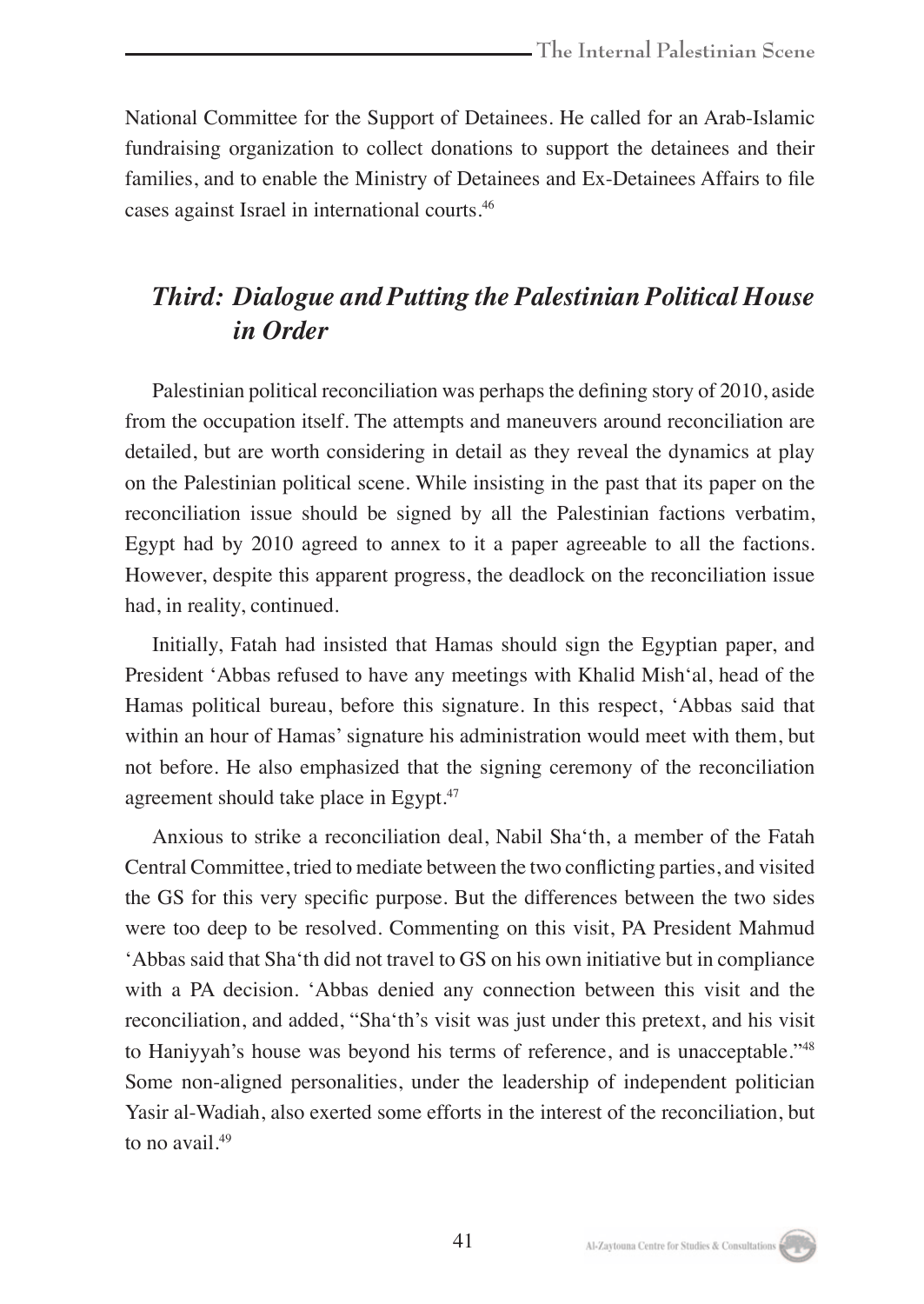National Committee for the Support of Detainees. He called for an Arab-Islamic fundraising organization to collect donations to support the detainees and their families, and to enable the Ministry of Detainees and Ex-Detainees Affairs to file cases against Israel in international courts.[46]

## *Third: Dialogue and Putting the Palestinian Political House in Order*

Palestinian political reconciliation was perhaps the defining story of 2010, aside from the occupation itself. The attempts and maneuvers around reconciliation are detailed, but are worth considering in detail as they reveal the dynamics at play on the Palestinian political scene. While insisting in the past that its paper on the reconciliation issue should be signed by all the Palestinian factions verbatim, Egypt had by 2010 agreed to annex to it a paper agreeable to all the factions. However, despite this apparent progress, the deadlock on the reconciliation issue had, in reality, continued.

Initially, Fatah had insisted that Hamas should sign the Egyptian paper, and President ʻAbbas refused to have any meetings with Khalid Mishʻal, head of the Hamas political bureau, before this signature. In this respect, ʻAbbas said that within an hour of Hamas' signature his administration would meet with them, but not before. He also emphasized that the signing ceremony of the reconciliation agreement should take place in Egypt.[47]

Anxious to strike a reconciliation deal, Nabil Shaʻth, a member of the Fatah Central Committee, tried to mediate between the two conflicting parties, and visited the GS for this very specific purpose. But the differences between the two sides were too deep to be resolved. Commenting on this visit, PA President Mahmud ʻAbbas said that Shaʻth did not travel to GS on his own initiative but in compliance with a PA decision. ʻAbbas denied any connection between this visit and the reconciliation, and added, "Shaʻth's visit was just under this pretext, and his visit to Haniyyah's house was beyond his terms of reference, and is unacceptable."[48] Some non-aligned personalities, under the leadership of independent politician Yasir al-Wadiah, also exerted some efforts in the interest of the reconciliation, but to no avail.[49]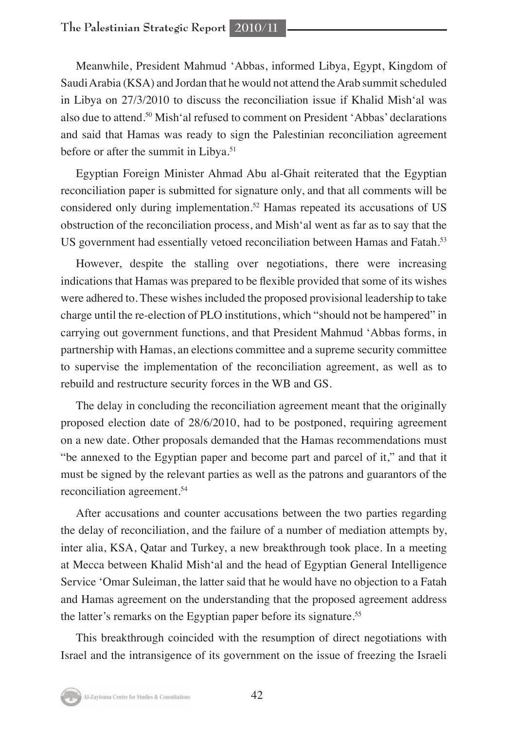Meanwhile, President Mahmud ‘Abbas, informed Libya, Egypt, Kingdom of Saudi Arabia (KSA) and Jordan that he would not attend the Arab summit scheduled in Libya on 27/3/2010 to discuss the reconciliation issue if Khalid Mish‘al was also due to attend.[50] Mish‘al refused to comment on President ‘Abbas’ declarations and said that Hamas was ready to sign the Palestinian reconciliation agreement before or after the summit in Libya.[51]

Egyptian Foreign Minister Ahmad Abu al-Ghait reiterated that the Egyptian reconciliation paper is submitted for signature only, and that all comments will be considered only during implementation.[52] Hamas repeated its accusations of US obstruction of the reconciliation process, and Mish‘al went as far as to say that the US government had essentially vetoed reconciliation between Hamas and Fatah.[53]

However, despite the stalling over negotiations, there were increasing indications that Hamas was prepared to be flexible provided that some of its wishes were adhered to. These wishes included the proposed provisional leadership to take charge until the re-election of PLO institutions, which “should not be hampered” in carrying out government functions, and that President Mahmud ‘Abbas forms, in partnership with Hamas, an elections committee and a supreme security committee to supervise the implementation of the reconciliation agreement, as well as to rebuild and restructure security forces in the WB and GS.

The delay in concluding the reconciliation agreement meant that the originally proposed election date of 28/6/2010, had to be postponed, requiring agreement on a new date. Other proposals demanded that the Hamas recommendations must “be annexed to the Egyptian paper and become part and parcel of it,” and that it must be signed by the relevant parties as well as the patrons and guarantors of the reconciliation agreement.[54]

After accusations and counter accusations between the two parties regarding the delay of reconciliation, and the failure of a number of mediation attempts by, inter alia, KSA, Qatar and Turkey, a new breakthrough took place. In a meeting at Mecca between Khalid Mish‘al and the head of Egyptian General Intelligence Service ‘Omar Suleiman, the latter said that he would have no objection to a Fatah and Hamas agreement on the understanding that the proposed agreement address the latter’s remarks on the Egyptian paper before its signature.[55]

This breakthrough coincided with the resumption of direct negotiations with Israel and the intransigence of its government on the issue of freezing the Israeli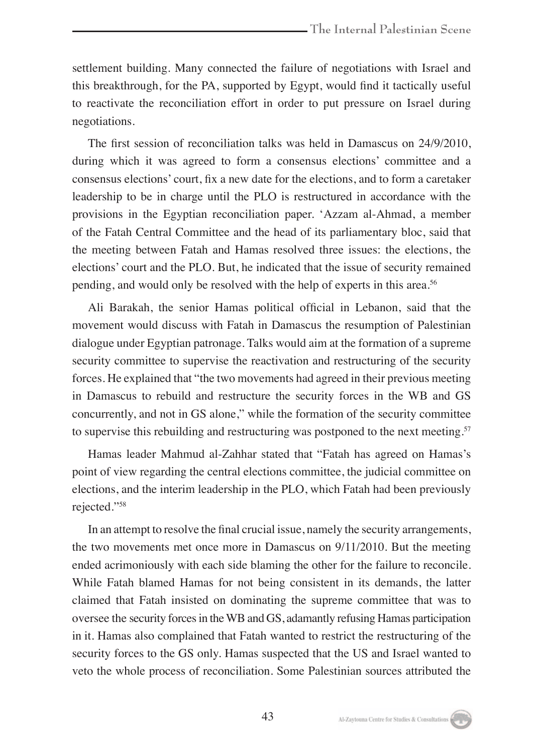settlement building. Many connected the failure of negotiations with Israel and this breakthrough, for the PA, supported by Egypt, would find it tactically useful to reactivate the reconciliation effort in order to put pressure on Israel during negotiations.

The first session of reconciliation talks was held in Damascus on 24/9/2010, during which it was agreed to form a consensus elections' committee and a consensus elections' court, fix a new date for the elections, and to form a caretaker leadership to be in charge until the PLO is restructured in accordance with the provisions in the Egyptian reconciliation paper. 'Azzam al-Ahmad, a member of the Fatah Central Committee and the head of its parliamentary bloc, said that the meeting between Fatah and Hamas resolved three issues: the elections, the elections' court and the PLO. But, he indicated that the issue of security remained pending, and would only be resolved with the help of experts in this area.[56]

Ali Barakah, the senior Hamas political official in Lebanon, said that the movement would discuss with Fatah in Damascus the resumption of Palestinian dialogue under Egyptian patronage. Talks would aim at the formation of a supreme security committee to supervise the reactivation and restructuring of the security forces. He explained that "the two movements had agreed in their previous meeting in Damascus to rebuild and restructure the security forces in the WB and GS concurrently, and not in GS alone," while the formation of the security committee to supervise this rebuilding and restructuring was postponed to the next meeting.[57]

Hamas leader Mahmud al-Zahhar stated that "Fatah has agreed on Hamas's point of view regarding the central elections committee, the judicial committee on elections, and the interim leadership in the PLO, which Fatah had been previously rejected."[58]

In an attempt to resolve the final crucial issue, namely the security arrangements, the two movements met once more in Damascus on 9/11/2010. But the meeting ended acrimoniously with each side blaming the other for the failure to reconcile. While Fatah blamed Hamas for not being consistent in its demands, the latter claimed that Fatah insisted on dominating the supreme committee that was to oversee the security forces in the WB and GS, adamantly refusing Hamas participation in it. Hamas also complained that Fatah wanted to restrict the restructuring of the security forces to the GS only. Hamas suspected that the US and Israel wanted to veto the whole process of reconciliation. Some Palestinian sources attributed the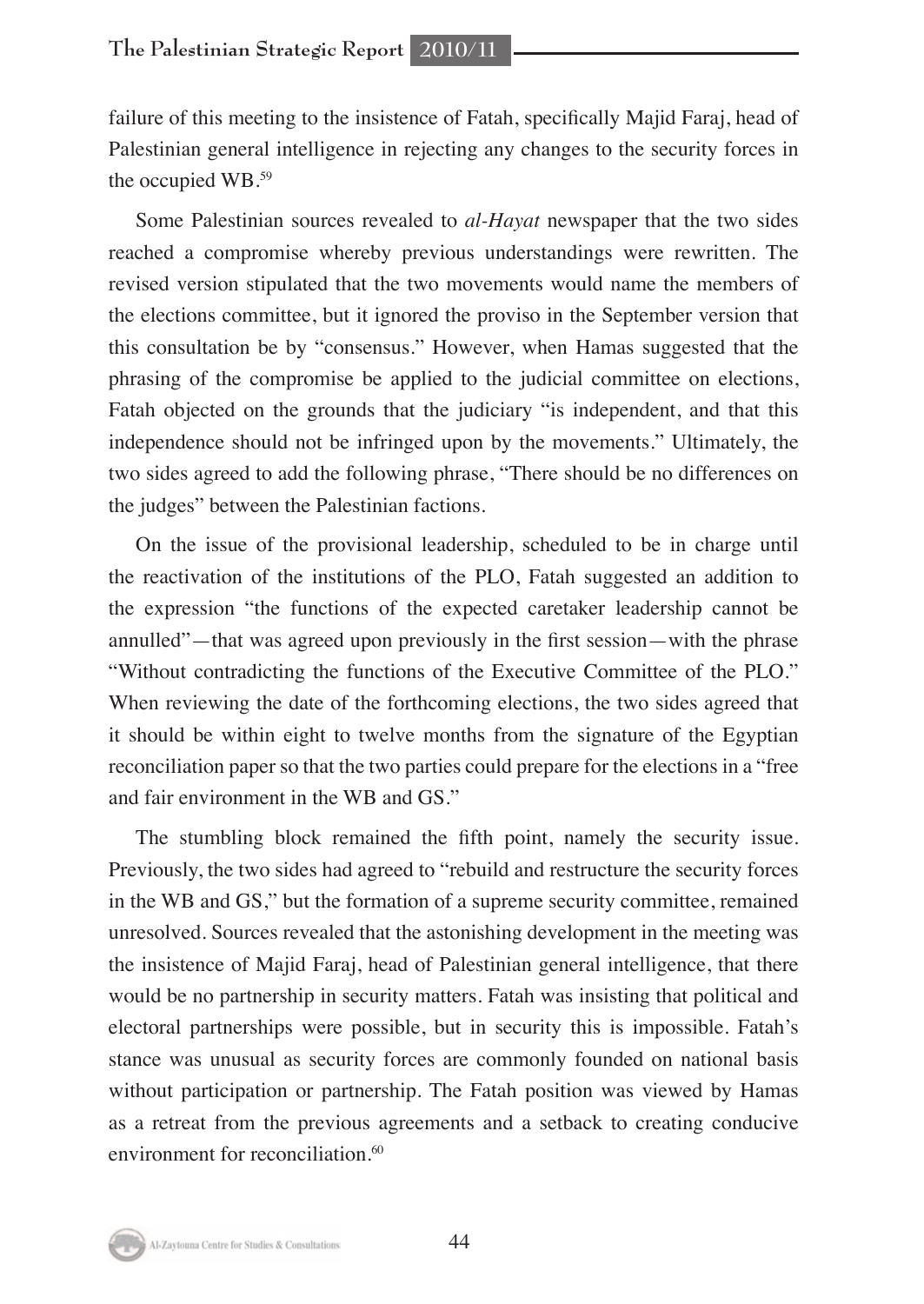failure of this meeting to the insistence of Fatah, specifically Majid Faraj, head of Palestinian general intelligence in rejecting any changes to the security forces in the occupied WB.[59]

Some Palestinian sources revealed to *al-Hayat* newspaper that the two sides reached a compromise whereby previous understandings were rewritten. The revised version stipulated that the two movements would name the members of the elections committee, but it ignored the proviso in the September version that this consultation be by "consensus." However, when Hamas suggested that the phrasing of the compromise be applied to the judicial committee on elections, Fatah objected on the grounds that the judiciary "is independent, and that this independence should not be infringed upon by the movements." Ultimately, the two sides agreed to add the following phrase, "There should be no differences on the judges" between the Palestinian factions.

On the issue of the provisional leadership, scheduled to be in charge until the reactivation of the institutions of the PLO, Fatah suggested an addition to the expression "the functions of the expected caretaker leadership cannot be annulled"—that was agreed upon previously in the first session—with the phrase "Without contradicting the functions of the Executive Committee of the PLO." When reviewing the date of the forthcoming elections, the two sides agreed that it should be within eight to twelve months from the signature of the Egyptian reconciliation paper so that the two parties could prepare for the elections in a "free and fair environment in the WB and GS."

The stumbling block remained the fifth point, namely the security issue. Previously, the two sides had agreed to "rebuild and restructure the security forces in the WB and GS," but the formation of a supreme security committee, remained unresolved. Sources revealed that the astonishing development in the meeting was the insistence of Majid Faraj, head of Palestinian general intelligence, that there would be no partnership in security matters. Fatah was insisting that political and electoral partnerships were possible, but in security this is impossible. Fatah's stance was unusual as security forces are commonly founded on national basis without participation or partnership. The Fatah position was viewed by Hamas as a retreat from the previous agreements and a setback to creating conducive environment for reconciliation.[60]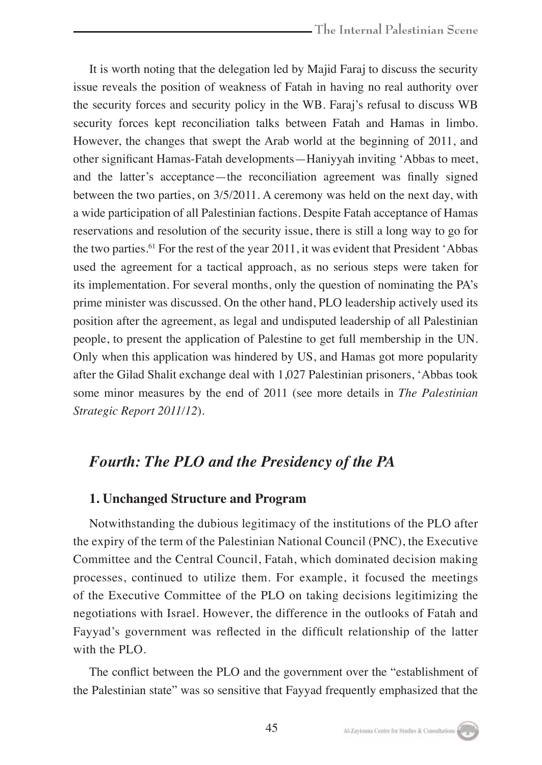It is worth noting that the delegation led by Majid Faraj to discuss the security issue reveals the position of weakness of Fatah in having no real authority over the security forces and security policy in the WB. Faraj's refusal to discuss WB security forces kept reconciliation talks between Fatah and Hamas in limbo. However, the changes that swept the Arab world at the beginning of 2011, and other significant Hamas-Fatah developments—Haniyyah inviting 'Abbas to meet, and the latter's acceptance—the reconciliation agreement was finally signed between the two parties, on 3/5/2011. A ceremony was held on the next day, with a wide participation of all Palestinian factions. Despite Fatah acceptance of Hamas reservations and resolution of the security issue, there is still a long way to go for the two parties.[61] For the rest of the year 2011, it was evident that President 'Abbas used the agreement for a tactical approach, as no serious steps were taken for its implementation. For several months, only the question of nominating the PA's prime minister was discussed. On the other hand, PLO leadership actively used its position after the agreement, as legal and undisputed leadership of all Palestinian people, to present the application of Palestine to get full membership in the UN. Only when this application was hindered by US, and Hamas got more popularity after the Gilad Shalit exchange deal with 1,027 Palestinian prisoners, 'Abbas took some minor measures by the end of 2011 (see more details in *The Palestinian Strategic Report 2011/12*).

## *Fourth: The PLO and the Presidency of the PA*

### 1. Unchanged Structure and Program

Notwithstanding the dubious legitimacy of the institutions of the PLO after the expiry of the term of the Palestinian National Council (PNC), the Executive Committee and the Central Council, Fatah, which dominated decision making processes, continued to utilize them. For example, it focused the meetings of the Executive Committee of the PLO on taking decisions legitimizing the negotiations with Israel. However, the difference in the outlooks of Fatah and Fayyad's government was reflected in the difficult relationship of the latter with the PLO.

The conflict between the PLO and the government over the "establishment of the Palestinian state" was so sensitive that Fayyad frequently emphasized that the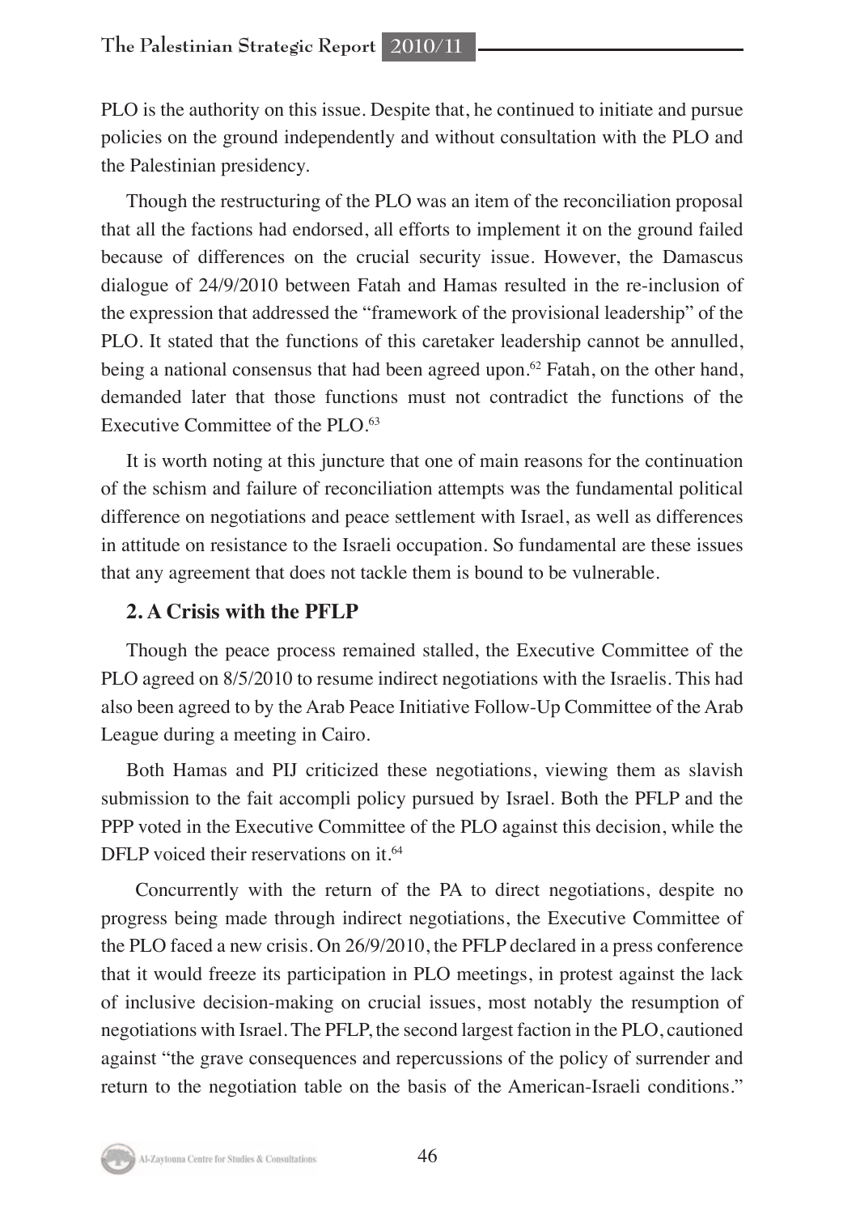PLO is the authority on this issue. Despite that, he continued to initiate and pursue policies on the ground independently and without consultation with the PLO and the Palestinian presidency.

Though the restructuring of the PLO was an item of the reconciliation proposal that all the factions had endorsed, all efforts to implement it on the ground failed because of differences on the crucial security issue. However, the Damascus dialogue of 24/9/2010 between Fatah and Hamas resulted in the re-inclusion of the expression that addressed the "framework of the provisional leadership" of the PLO. It stated that the functions of this caretaker leadership cannot be annulled, being a national consensus that had been agreed upon.[62] Fatah, on the other hand, demanded later that those functions must not contradict the functions of the Executive Committee of the PLO.[63]

It is worth noting at this juncture that one of main reasons for the continuation of the schism and failure of reconciliation attempts was the fundamental political difference on negotiations and peace settlement with Israel, as well as differences in attitude on resistance to the Israeli occupation. So fundamental are these issues that any agreement that does not tackle them is bound to be vulnerable.

## 2. A Crisis with the PFLP

Though the peace process remained stalled, the Executive Committee of the PLO agreed on 8/5/2010 to resume indirect negotiations with the Israelis. This had also been agreed to by the Arab Peace Initiative Follow-Up Committee of the Arab League during a meeting in Cairo.

Both Hamas and PIJ criticized these negotiations, viewing them as slavish submission to the fait accompli policy pursued by Israel. Both the PFLP and the PPP voted in the Executive Committee of the PLO against this decision, while the DFLP voiced their reservations on it.[64]

Concurrently with the return of the PA to direct negotiations, despite no progress being made through indirect negotiations, the Executive Committee of the PLO faced a new crisis. On 26/9/2010, the PFLP declared in a press conference that it would freeze its participation in PLO meetings, in protest against the lack of inclusive decision-making on crucial issues, most notably the resumption of negotiations with Israel. The PFLP, the second largest faction in the PLO, cautioned against "the grave consequences and repercussions of the policy of surrender and return to the negotiation table on the basis of the American-Israeli conditions."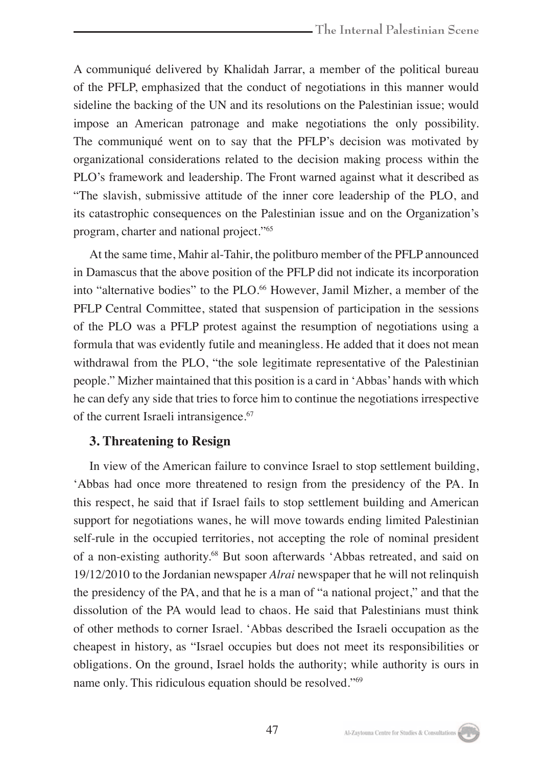A communiqué delivered by Khalidah Jarrar, a member of the political bureau of the PFLP, emphasized that the conduct of negotiations in this manner would sideline the backing of the UN and its resolutions on the Palestinian issue; would impose an American patronage and make negotiations the only possibility. The communiqué went on to say that the PFLP's decision was motivated by organizational considerations related to the decision making process within the PLO's framework and leadership. The Front warned against what it described as "The slavish, submissive attitude of the inner core leadership of the PLO, and its catastrophic consequences on the Palestinian issue and on the Organization's program, charter and national project."[65]

At the same time, Mahir al-Tahir, the politburo member of the PFLP announced in Damascus that the above position of the PFLP did not indicate its incorporation into "alternative bodies" to the PLO.[66] However, Jamil Mizher, a member of the PFLP Central Committee, stated that suspension of participation in the sessions of the PLO was a PFLP protest against the resumption of negotiations using a formula that was evidently futile and meaningless. He added that it does not mean withdrawal from the PLO, "the sole legitimate representative of the Palestinian people." Mizher maintained that this position is a card in 'Abbas' hands with which he can defy any side that tries to force him to continue the negotiations irrespective of the current Israeli intransigence.[67]

### 3. Threatening to Resign

In view of the American failure to convince Israel to stop settlement building, 'Abbas had once more threatened to resign from the presidency of the PA. In this respect, he said that if Israel fails to stop settlement building and American support for negotiations wanes, he will move towards ending limited Palestinian self-rule in the occupied territories, not accepting the role of nominal president of a non-existing authority.[68] But soon afterwards 'Abbas retreated, and said on 19/12/2010 to the Jordanian newspaper *Alrai* newspaper that he will not relinquish the presidency of the PA, and that he is a man of "a national project," and that the dissolution of the PA would lead to chaos. He said that Palestinians must think of other methods to corner Israel. 'Abbas described the Israeli occupation as the cheapest in history, as "Israel occupies but does not meet its responsibilities or obligations. On the ground, Israel holds the authority; while authority is ours in name only. This ridiculous equation should be resolved."[69]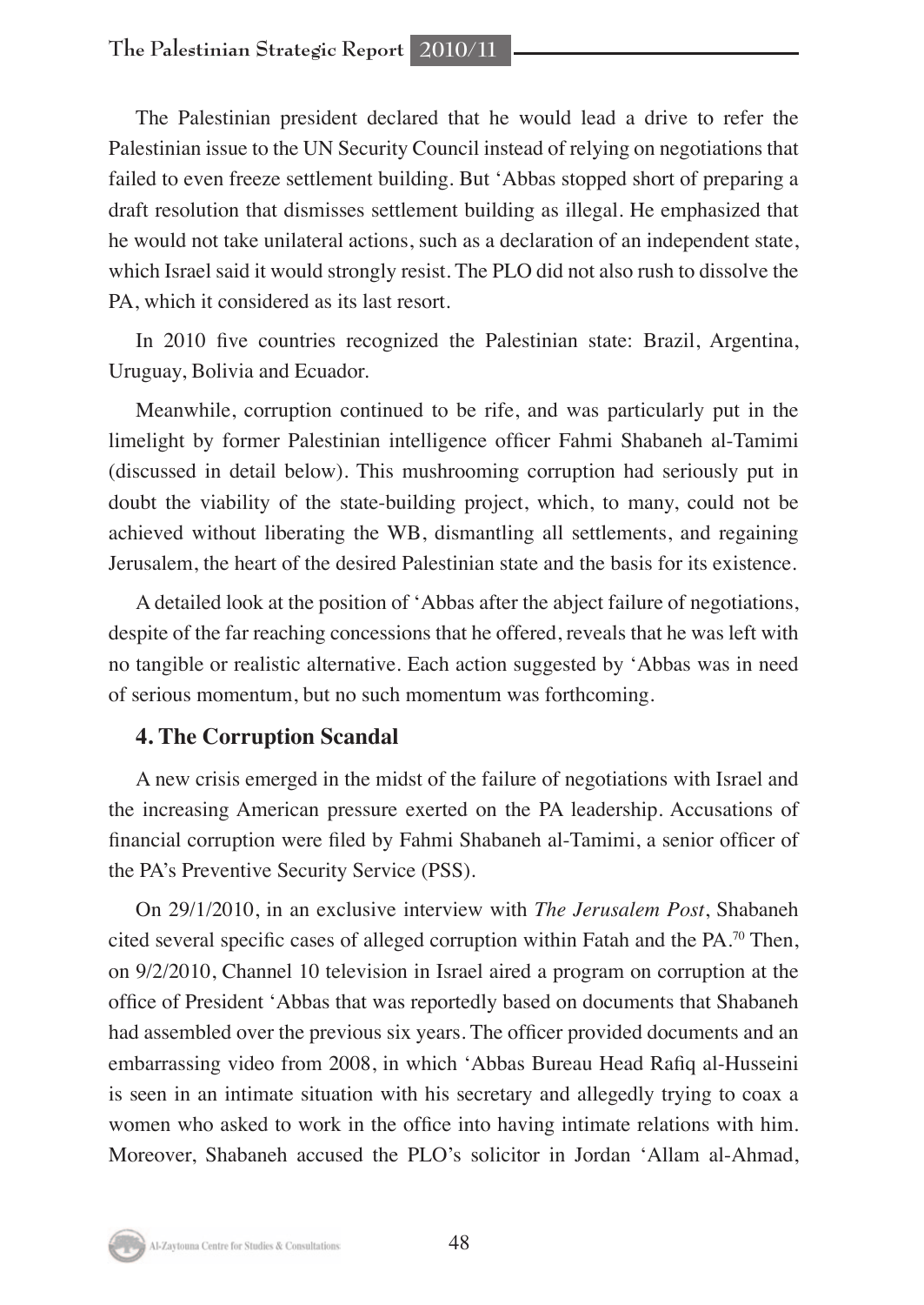The Palestinian president declared that he would lead a drive to refer the Palestinian issue to the UN Security Council instead of relying on negotiations that failed to even freeze settlement building. But 'Abbas stopped short of preparing a draft resolution that dismisses settlement building as illegal. He emphasized that he would not take unilateral actions, such as a declaration of an independent state, which Israel said it would strongly resist. The PLO did not also rush to dissolve the PA, which it considered as its last resort.

In 2010 five countries recognized the Palestinian state: Brazil, Argentina, Uruguay, Bolivia and Ecuador.

Meanwhile, corruption continued to be rife, and was particularly put in the limelight by former Palestinian intelligence officer Fahmi Shabaneh al-Tamimi (discussed in detail below). This mushrooming corruption had seriously put in doubt the viability of the state-building project, which, to many, could not be achieved without liberating the WB, dismantling all settlements, and regaining Jerusalem, the heart of the desired Palestinian state and the basis for its existence.

A detailed look at the position of 'Abbas after the abject failure of negotiations, despite of the far reaching concessions that he offered, reveals that he was left with no tangible or realistic alternative. Each action suggested by 'Abbas was in need of serious momentum, but no such momentum was forthcoming.

### 4. The Corruption Scandal

A new crisis emerged in the midst of the failure of negotiations with Israel and the increasing American pressure exerted on the PA leadership. Accusations of financial corruption were filed by Fahmi Shabaneh al-Tamimi, a senior officer of the PA's Preventive Security Service (PSS).

On 29/1/2010, in an exclusive interview with *The Jerusalem Post*, Shabaneh cited several specific cases of alleged corruption within Fatah and the PA.[70] Then, on 9/2/2010, Channel 10 television in Israel aired a program on corruption at the office of President 'Abbas that was reportedly based on documents that Shabaneh had assembled over the previous six years. The officer provided documents and an embarrassing video from 2008, in which 'Abbas Bureau Head Rafiq al-Husseini is seen in an intimate situation with his secretary and allegedly trying to coax a women who asked to work in the office into having intimate relations with him. Moreover, Shabaneh accused the PLO's solicitor in Jordan 'Allam al-Ahmad,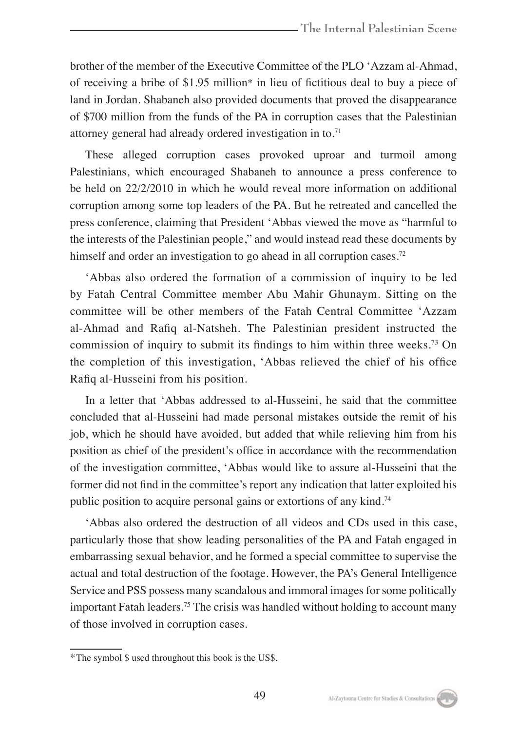brother of the member of the Executive Committee of the PLO 'Azzam al-Ahmad, of receiving a bribe of $1.95 million* in lieu of fictitious deal to buy a piece of land in Jordan. Shabaneh also provided documents that proved the disappearance of $700 million from the funds of the PA in corruption cases that the Palestinian attorney general had already ordered investigation in to.[71]

These alleged corruption cases provoked uproar and turmoil among Palestinians, which encouraged Shabaneh to announce a press conference to be held on 22/2/2010 in which he would reveal more information on additional corruption among some top leaders of the PA. But he retreated and cancelled the press conference, claiming that President 'Abbas viewed the move as "harmful to the interests of the Palestinian people," and would instead read these documents by himself and order an investigation to go ahead in all corruption cases.[72]

'Abbas also ordered the formation of a commission of inquiry to be led by Fatah Central Committee member Abu Mahir Ghunaym. Sitting on the committee will be other members of the Fatah Central Committee 'Azzam al-Ahmad and Rafiq al-Natsheh. The Palestinian president instructed the commission of inquiry to submit its findings to him within three weeks.[73] On the completion of this investigation, 'Abbas relieved the chief of his office Rafiq al-Husseini from his position.

In a letter that 'Abbas addressed to al-Husseini, he said that the committee concluded that al-Husseini had made personal mistakes outside the remit of his job, which he should have avoided, but added that while relieving him from his position as chief of the president's office in accordance with the recommendation of the investigation committee, 'Abbas would like to assure al-Husseini that the former did not find in the committee's report any indication that latter exploited his public position to acquire personal gains or extortions of any kind.[74]

'Abbas also ordered the destruction of all videos and CDs used in this case, particularly those that show leading personalities of the PA and Fatah engaged in embarrassing sexual behavior, and he formed a special committee to supervise the actual and total destruction of the footage. However, the PA's General Intelligence Service and PSS possess many scandalous and immoral images for some politically important Fatah leaders.[75] The crisis was handled without holding to account many of those involved in corruption cases.

---

*The symbol $ used throughout this book is the US$.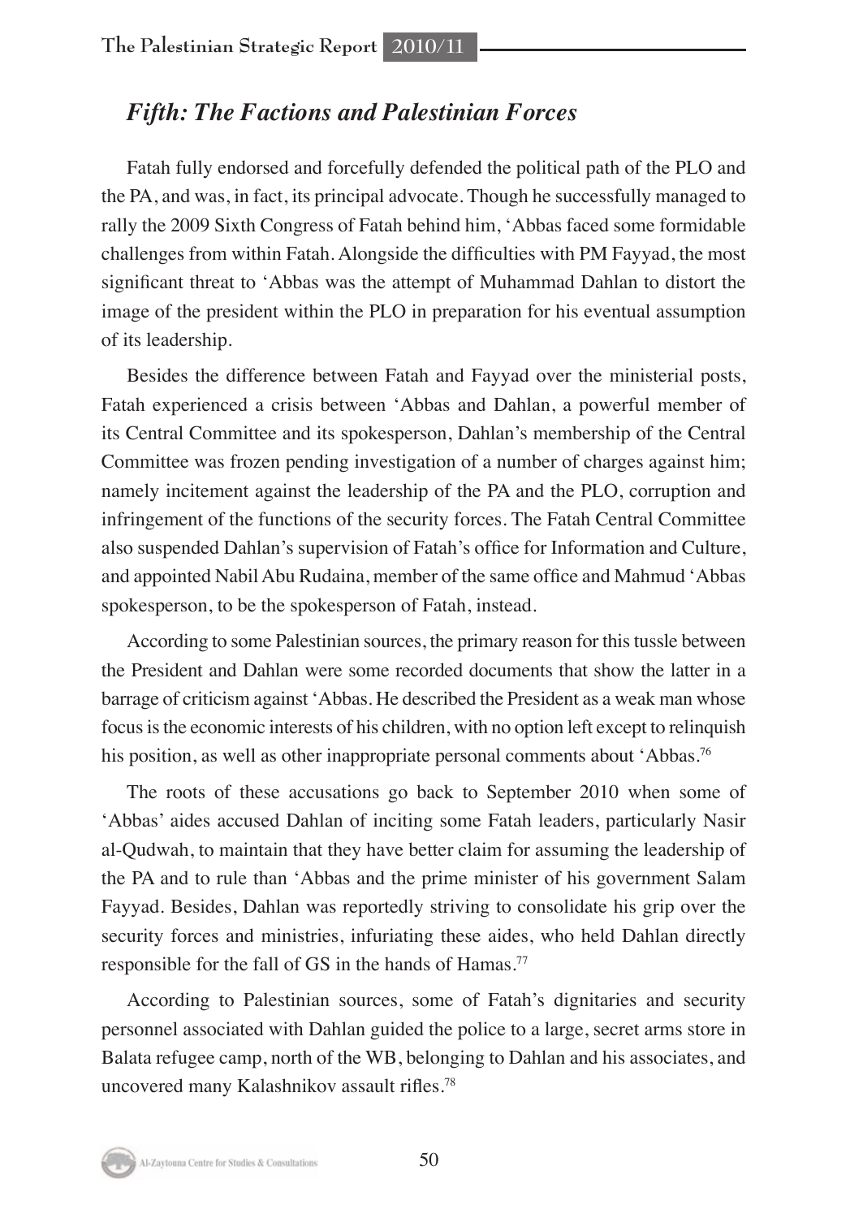## *Fifth: The Factions and Palestinian Forces*

Fatah fully endorsed and forcefully defended the political path of the PLO and the PA, and was, in fact, its principal advocate. Though he successfully managed to rally the 2009 Sixth Congress of Fatah behind him, 'Abbas faced some formidable challenges from within Fatah. Alongside the difficulties with PM Fayyad, the most significant threat to 'Abbas was the attempt of Muhammad Dahlan to distort the image of the president within the PLO in preparation for his eventual assumption of its leadership.

Besides the difference between Fatah and Fayyad over the ministerial posts, Fatah experienced a crisis between 'Abbas and Dahlan, a powerful member of its Central Committee and its spokesperson, Dahlan's membership of the Central Committee was frozen pending investigation of a number of charges against him; namely incitement against the leadership of the PA and the PLO, corruption and infringement of the functions of the security forces. The Fatah Central Committee also suspended Dahlan's supervision of Fatah's office for Information and Culture, and appointed Nabil Abu Rudaina, member of the same office and Mahmud 'Abbas spokesperson, to be the spokesperson of Fatah, instead.

According to some Palestinian sources, the primary reason for this tussle between the President and Dahlan were some recorded documents that show the latter in a barrage of criticism against 'Abbas. He described the President as a weak man whose focus is the economic interests of his children, with no option left except to relinquish his position, as well as other inappropriate personal comments about 'Abbas.[76]

The roots of these accusations go back to September 2010 when some of 'Abbas' aides accused Dahlan of inciting some Fatah leaders, particularly Nasir al-Qudwah, to maintain that they have better claim for assuming the leadership of the PA and to rule than 'Abbas and the prime minister of his government Salam Fayyad. Besides, Dahlan was reportedly striving to consolidate his grip over the security forces and ministries, infuriating these aides, who held Dahlan directly responsible for the fall of GS in the hands of Hamas.[77]

According to Palestinian sources, some of Fatah's dignitaries and security personnel associated with Dahlan guided the police to a large, secret arms store in Balata refugee camp, north of the WB, belonging to Dahlan and his associates, and uncovered many Kalashnikov assault rifles.[78]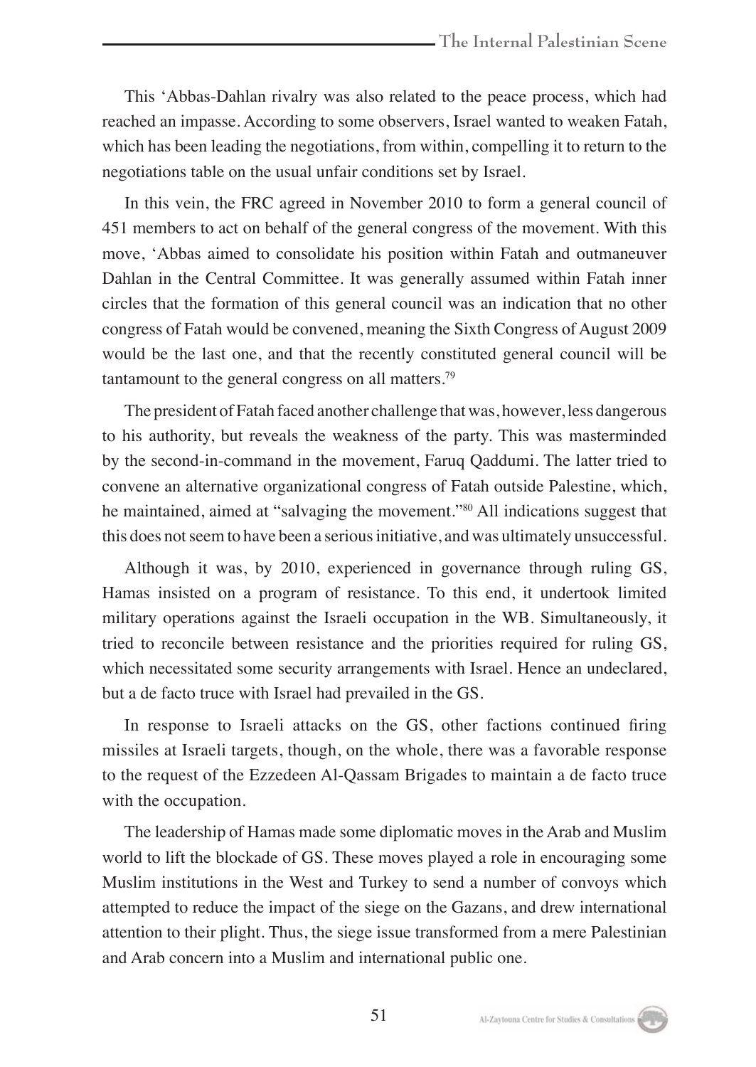This ‘Abbas-Dahlan rivalry was also related to the peace process, which had reached an impasse. According to some observers, Israel wanted to weaken Fatah, which has been leading the negotiations, from within, compelling it to return to the negotiations table on the usual unfair conditions set by Israel.

In this vein, the FRC agreed in November 2010 to form a general council of 451 members to act on behalf of the general congress of the movement. With this move, ‘Abbas aimed to consolidate his position within Fatah and outmaneuver Dahlan in the Central Committee. It was generally assumed within Fatah inner circles that the formation of this general council was an indication that no other congress of Fatah would be convened, meaning the Sixth Congress of August 2009 would be the last one, and that the recently constituted general council will be tantamount to the general congress on all matters.[79]

The president of Fatah faced another challenge that was, however, less dangerous to his authority, but reveals the weakness of the party. This was masterminded by the second-in-command in the movement, Faruq Qaddumi. The latter tried to convene an alternative organizational congress of Fatah outside Palestine, which, he maintained, aimed at “salvaging the movement.”[80] All indications suggest that this does not seem to have been a serious initiative, and was ultimately unsuccessful.

Although it was, by 2010, experienced in governance through ruling GS, Hamas insisted on a program of resistance. To this end, it undertook limited military operations against the Israeli occupation in the WB. Simultaneously, it tried to reconcile between resistance and the priorities required for ruling GS, which necessitated some security arrangements with Israel. Hence an undeclared, but a de facto truce with Israel had prevailed in the GS.

In response to Israeli attacks on the GS, other factions continued firing missiles at Israeli targets, though, on the whole, there was a favorable response to the request of the Ezzedeen Al-Qassam Brigades to maintain a de facto truce with the occupation.

The leadership of Hamas made some diplomatic moves in the Arab and Muslim world to lift the blockade of GS. These moves played a role in encouraging some Muslim institutions in the West and Turkey to send a number of convoys which attempted to reduce the impact of the siege on the Gazans, and drew international attention to their plight. Thus, the siege issue transformed from a mere Palestinian and Arab concern into a Muslim and international public one.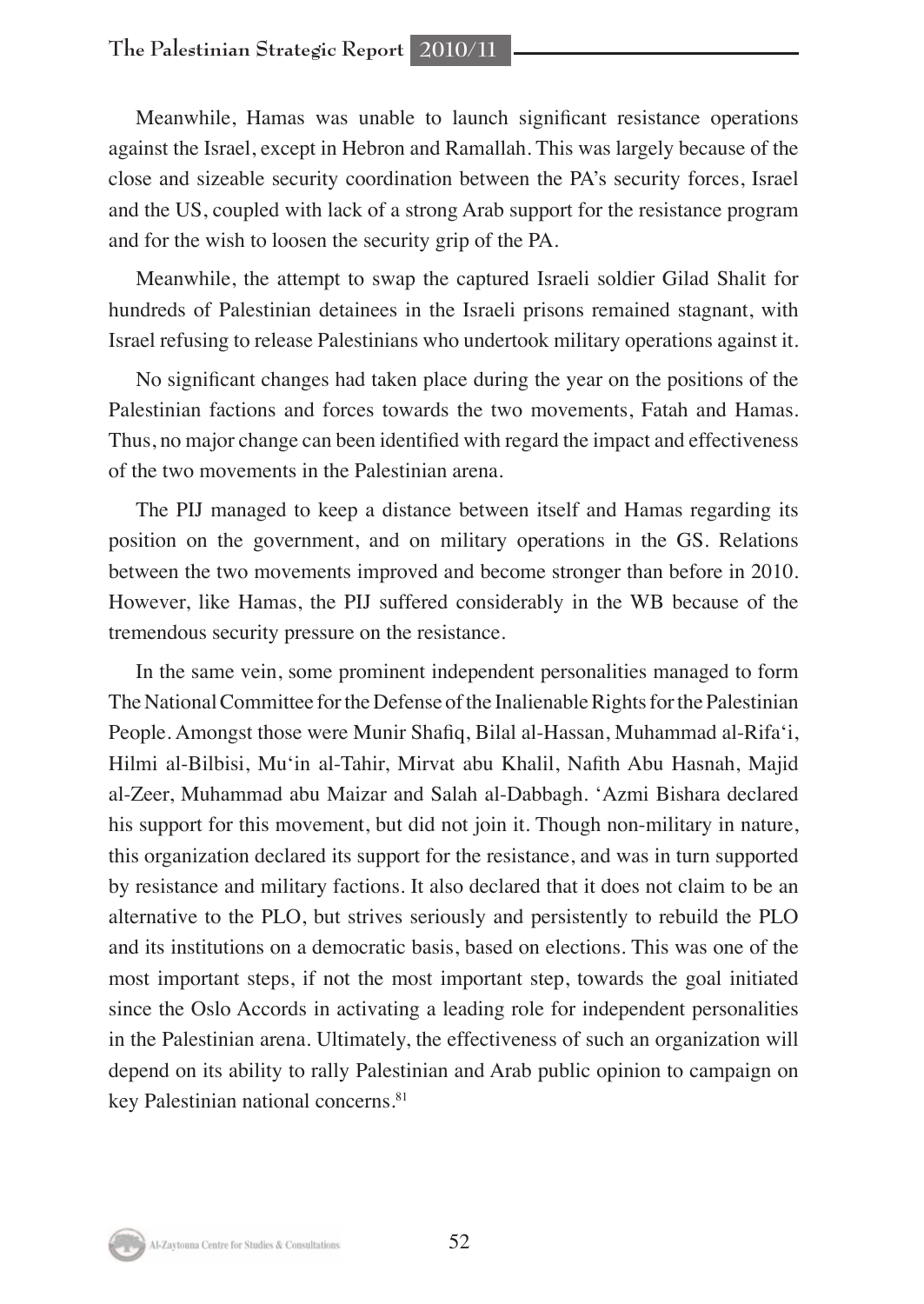Meanwhile, Hamas was unable to launch significant resistance operations against the Israel, except in Hebron and Ramallah. This was largely because of the close and sizeable security coordination between the PA's security forces, Israel and the US, coupled with lack of a strong Arab support for the resistance program and for the wish to loosen the security grip of the PA.

Meanwhile, the attempt to swap the captured Israeli soldier Gilad Shalit for hundreds of Palestinian detainees in the Israeli prisons remained stagnant, with Israel refusing to release Palestinians who undertook military operations against it.

No significant changes had taken place during the year on the positions of the Palestinian factions and forces towards the two movements, Fatah and Hamas. Thus, no major change can been identified with regard the impact and effectiveness of the two movements in the Palestinian arena.

The PIJ managed to keep a distance between itself and Hamas regarding its position on the government, and on military operations in the GS. Relations between the two movements improved and become stronger than before in 2010. However, like Hamas, the PIJ suffered considerably in the WB because of the tremendous security pressure on the resistance.

In the same vein, some prominent independent personalities managed to form The National Committee for the Defense of the Inalienable Rights for the Palestinian People. Amongst those were Munir Shafiq, Bilal al-Hassan, Muhammad al-Rifa'i, Hilmi al-Bilbisi, Mu'in al-Tahir, Mirvat abu Khalil, Nafith Abu Hasnah, Majid al-Zeer, Muhammad abu Maizar and Salah al-Dabbagh. 'Azmi Bishara declared his support for this movement, but did not join it. Though non-military in nature, this organization declared its support for the resistance, and was in turn supported by resistance and military factions. It also declared that it does not claim to be an alternative to the PLO, but strives seriously and persistently to rebuild the PLO and its institutions on a democratic basis, based on elections. This was one of the most important steps, if not the most important step, towards the goal initiated since the Oslo Accords in activating a leading role for independent personalities in the Palestinian arena. Ultimately, the effectiveness of such an organization will depend on its ability to rally Palestinian and Arab public opinion to campaign on key Palestinian national concerns.[81]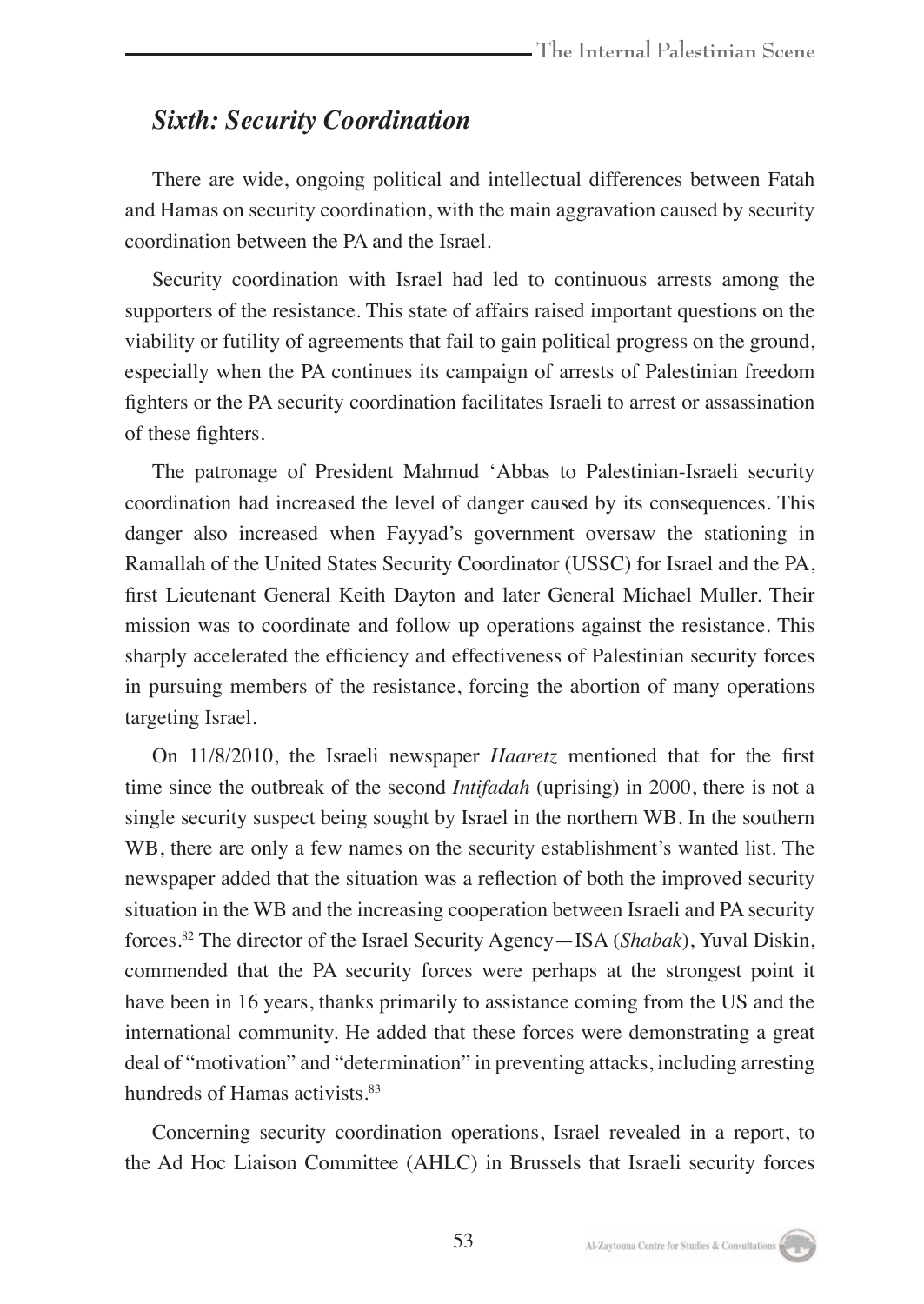## *Sixth: Security Coordination*

There are wide, ongoing political and intellectual differences between Fatah and Hamas on security coordination, with the main aggravation caused by security coordination between the PA and the Israel.

Security coordination with Israel had led to continuous arrests among the supporters of the resistance. This state of affairs raised important questions on the viability or futility of agreements that fail to gain political progress on the ground, especially when the PA continues its campaign of arrests of Palestinian freedom fighters or the PA security coordination facilitates Israeli to arrest or assassination of these fighters.

The patronage of President Mahmud 'Abbas to Palestinian-Israeli security coordination had increased the level of danger caused by its consequences. This danger also increased when Fayyad's government oversaw the stationing in Ramallah of the United States Security Coordinator (USSC) for Israel and the PA, first Lieutenant General Keith Dayton and later General Michael Muller. Their mission was to coordinate and follow up operations against the resistance. This sharply accelerated the efficiency and effectiveness of Palestinian security forces in pursuing members of the resistance, forcing the abortion of many operations targeting Israel.

On 11/8/2010, the Israeli newspaper *Haaretz* mentioned that for the first time since the outbreak of the second *Intifadah* (uprising) in 2000, there is not a single security suspect being sought by Israel in the northern WB. In the southern WB, there are only a few names on the security establishment's wanted list. The newspaper added that the situation was a reflection of both the improved security situation in the WB and the increasing cooperation between Israeli and PA security forces.[82] The director of the Israel Security Agency—ISA (*Shabak*), Yuval Diskin, commended that the PA security forces were perhaps at the strongest point it have been in 16 years, thanks primarily to assistance coming from the US and the international community. He added that these forces were demonstrating a great deal of "motivation" and "determination" in preventing attacks, including arresting hundreds of Hamas activists.[83]

Concerning security coordination operations, Israel revealed in a report, to the Ad Hoc Liaison Committee (AHLC) in Brussels that Israeli security forces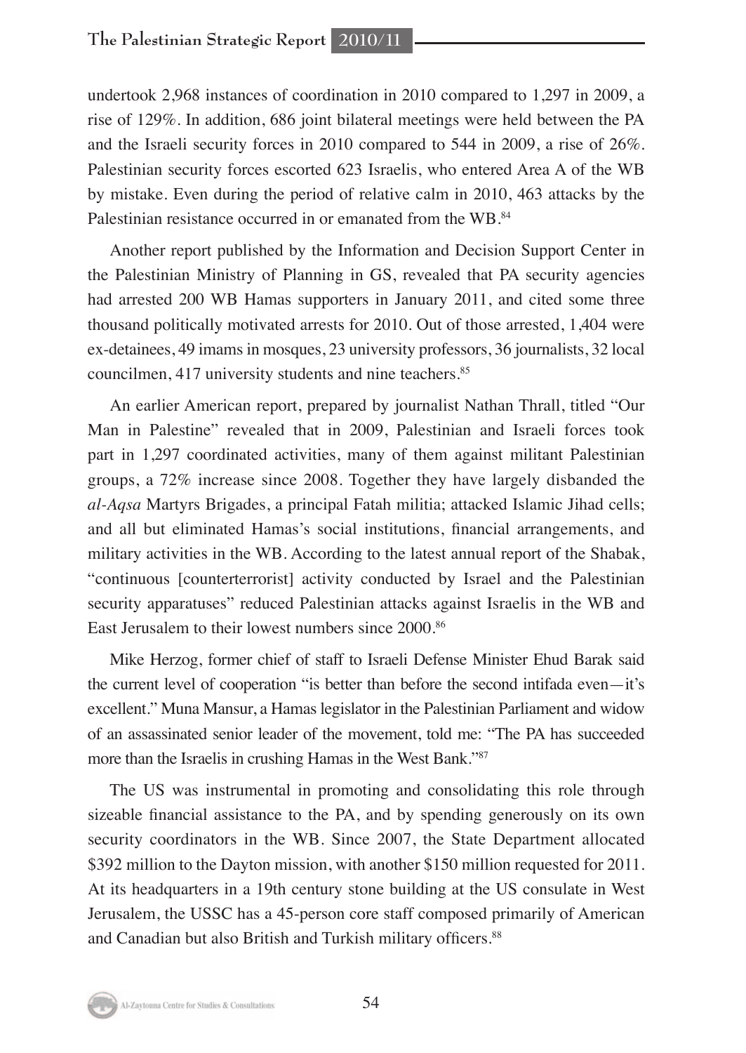undertook 2,968 instances of coordination in 2010 compared to 1,297 in 2009, a rise of 129%. In addition, 686 joint bilateral meetings were held between the PA and the Israeli security forces in 2010 compared to 544 in 2009, a rise of 26%. Palestinian security forces escorted 623 Israelis, who entered Area A of the WB by mistake. Even during the period of relative calm in 2010, 463 attacks by the Palestinian resistance occurred in or emanated from the WB.[84]

Another report published by the Information and Decision Support Center in the Palestinian Ministry of Planning in GS, revealed that PA security agencies had arrested 200 WB Hamas supporters in January 2011, and cited some three thousand politically motivated arrests for 2010. Out of those arrested, 1,404 were ex-detainees, 49 imams in mosques, 23 university professors, 36 journalists, 32 local councilmen, 417 university students and nine teachers.[85]

An earlier American report, prepared by journalist Nathan Thrall, titled "Our Man in Palestine" revealed that in 2009, Palestinian and Israeli forces took part in 1,297 coordinated activities, many of them against militant Palestinian groups, a 72% increase since 2008. Together they have largely disbanded the *al-Aqsa* Martyrs Brigades, a principal Fatah militia; attacked Islamic Jihad cells; and all but eliminated Hamas's social institutions, financial arrangements, and military activities in the WB. According to the latest annual report of the Shabak, "continuous [counterterrorist] activity conducted by Israel and the Palestinian security apparatuses" reduced Palestinian attacks against Israelis in the WB and East Jerusalem to their lowest numbers since 2000.[86]

Mike Herzog, former chief of staff to Israeli Defense Minister Ehud Barak said the current level of cooperation "is better than before the second intifada even—it's excellent." Muna Mansur, a Hamas legislator in the Palestinian Parliament and widow of an assassinated senior leader of the movement, told me: "The PA has succeeded more than the Israelis in crushing Hamas in the West Bank."[87]

The US was instrumental in promoting and consolidating this role through sizeable financial assistance to the PA, and by spending generously on its own security coordinators in the WB. Since 2007, the State Department allocated $392 million to the Dayton mission, with another $150 million requested for 2011. At its headquarters in a 19th century stone building at the US consulate in West Jerusalem, the USSC has a 45-person core staff composed primarily of American and Canadian but also British and Turkish military officers.[88]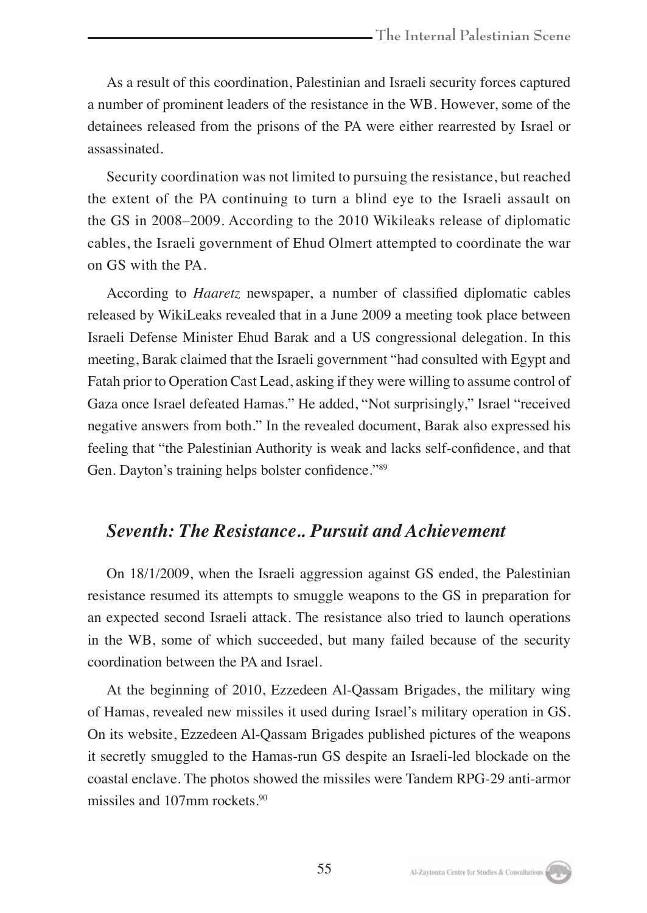As a result of this coordination, Palestinian and Israeli security forces captured a number of prominent leaders of the resistance in the WB. However, some of the detainees released from the prisons of the PA were either rearrested by Israel or assassinated.

Security coordination was not limited to pursuing the resistance, but reached the extent of the PA continuing to turn a blind eye to the Israeli assault on the GS in 2008–2009. According to the 2010 Wikileaks release of diplomatic cables, the Israeli government of Ehud Olmert attempted to coordinate the war on GS with the PA.

According to *Haaretz* newspaper, a number of classified diplomatic cables released by WikiLeaks revealed that in a June 2009 a meeting took place between Israeli Defense Minister Ehud Barak and a US congressional delegation. In this meeting, Barak claimed that the Israeli government "had consulted with Egypt and Fatah prior to Operation Cast Lead, asking if they were willing to assume control of Gaza once Israel defeated Hamas." He added, "Not surprisingly," Israel "received negative answers from both." In the revealed document, Barak also expressed his feeling that "the Palestinian Authority is weak and lacks self-confidence, and that Gen. Dayton's training helps bolster confidence."[89]

## *Seventh: The Resistance.. Pursuit and Achievement*

On 18/1/2009, when the Israeli aggression against GS ended, the Palestinian resistance resumed its attempts to smuggle weapons to the GS in preparation for an expected second Israeli attack. The resistance also tried to launch operations in the WB, some of which succeeded, but many failed because of the security coordination between the PA and Israel.

At the beginning of 2010, Ezzedeen Al-Qassam Brigades, the military wing of Hamas, revealed new missiles it used during Israel's military operation in GS. On its website, Ezzedeen Al-Qassam Brigades published pictures of the weapons it secretly smuggled to the Hamas-run GS despite an Israeli-led blockade on the coastal enclave. The photos showed the missiles were Tandem RPG-29 anti-armor missiles and 107mm rockets.[90]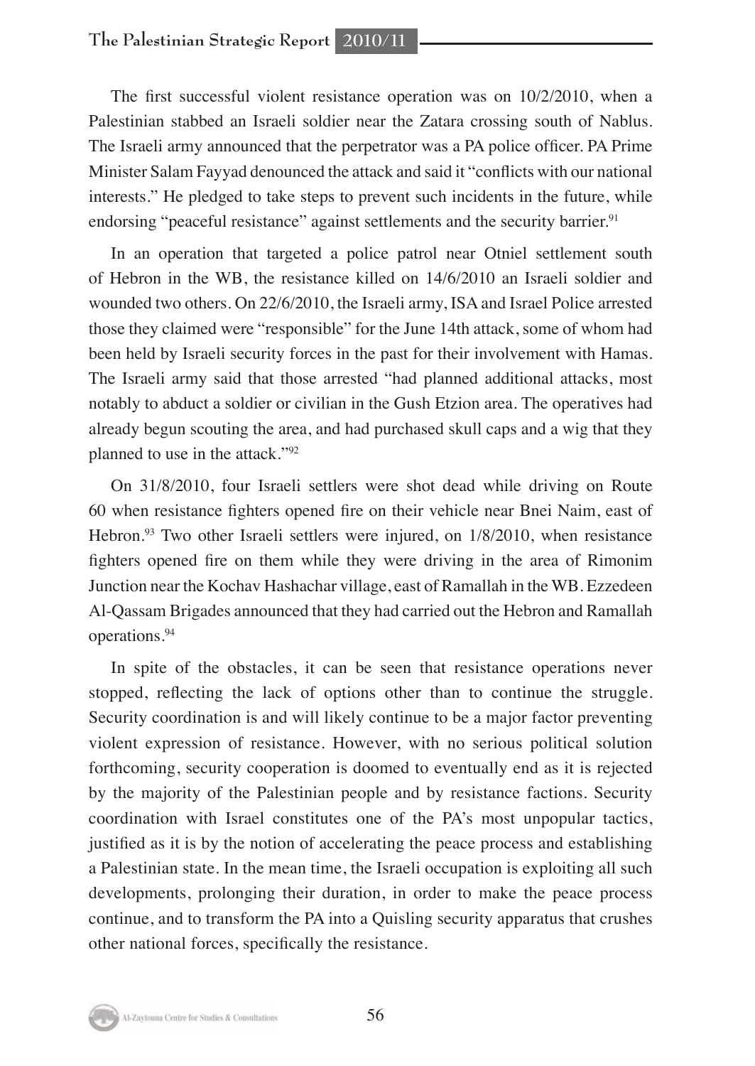The first successful violent resistance operation was on 10/2/2010, when a Palestinian stabbed an Israeli soldier near the Zatara crossing south of Nablus. The Israeli army announced that the perpetrator was a PA police officer. PA Prime Minister Salam Fayyad denounced the attack and said it "conflicts with our national interests." He pledged to take steps to prevent such incidents in the future, while endorsing "peaceful resistance" against settlements and the security barrier.[91]

In an operation that targeted a police patrol near Otniel settlement south of Hebron in the WB, the resistance killed on 14/6/2010 an Israeli soldier and wounded two others. On 22/6/2010, the Israeli army, ISA and Israel Police arrested those they claimed were "responsible" for the June 14th attack, some of whom had been held by Israeli security forces in the past for their involvement with Hamas. The Israeli army said that those arrested "had planned additional attacks, most notably to abduct a soldier or civilian in the Gush Etzion area. The operatives had already begun scouting the area, and had purchased skull caps and a wig that they planned to use in the attack."[92]

On 31/8/2010, four Israeli settlers were shot dead while driving on Route 60 when resistance fighters opened fire on their vehicle near Bnei Naim, east of Hebron.[93] Two other Israeli settlers were injured, on 1/8/2010, when resistance fighters opened fire on them while they were driving in the area of Rimonim Junction near the Kochav Hashachar village, east of Ramallah in the WB. Ezzedeen Al-Qassam Brigades announced that they had carried out the Hebron and Ramallah operations.[94]

In spite of the obstacles, it can be seen that resistance operations never stopped, reflecting the lack of options other than to continue the struggle. Security coordination is and will likely continue to be a major factor preventing violent expression of resistance. However, with no serious political solution forthcoming, security cooperation is doomed to eventually end as it is rejected by the majority of the Palestinian people and by resistance factions. Security coordination with Israel constitutes one of the PA's most unpopular tactics, justified as it is by the notion of accelerating the peace process and establishing a Palestinian state. In the mean time, the Israeli occupation is exploiting all such developments, prolonging their duration, in order to make the peace process continue, and to transform the PA into a Quisling security apparatus that crushes other national forces, specifically the resistance.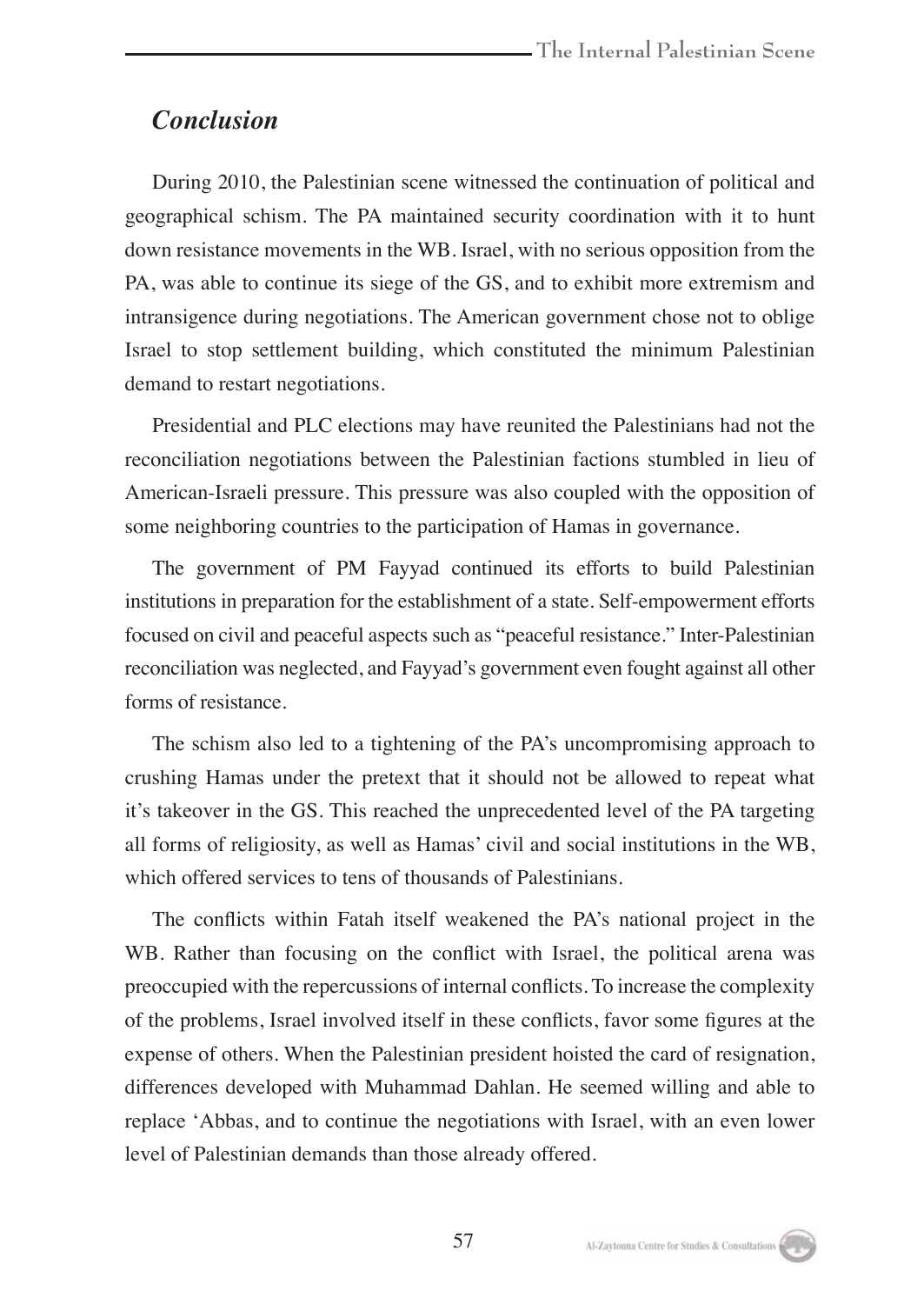## *Conclusion*

During 2010, the Palestinian scene witnessed the continuation of political and geographical schism. The PA maintained security coordination with it to hunt down resistance movements in the WB. Israel, with no serious opposition from the PA, was able to continue its siege of the GS, and to exhibit more extremism and intransigence during negotiations. The American government chose not to oblige Israel to stop settlement building, which constituted the minimum Palestinian demand to restart negotiations.

Presidential and PLC elections may have reunited the Palestinians had not the reconciliation negotiations between the Palestinian factions stumbled in lieu of American-Israeli pressure. This pressure was also coupled with the opposition of some neighboring countries to the participation of Hamas in governance.

The government of PM Fayyad continued its efforts to build Palestinian institutions in preparation for the establishment of a state. Self-empowerment efforts focused on civil and peaceful aspects such as "peaceful resistance." Inter-Palestinian reconciliation was neglected, and Fayyad's government even fought against all other forms of resistance.

The schism also led to a tightening of the PA's uncompromising approach to crushing Hamas under the pretext that it should not be allowed to repeat what it's takeover in the GS. This reached the unprecedented level of the PA targeting all forms of religiosity, as well as Hamas' civil and social institutions in the WB, which offered services to tens of thousands of Palestinians.

The conflicts within Fatah itself weakened the PA's national project in the WB. Rather than focusing on the conflict with Israel, the political arena was preoccupied with the repercussions of internal conflicts. To increase the complexity of the problems, Israel involved itself in these conflicts, favor some figures at the expense of others. When the Palestinian president hoisted the card of resignation, differences developed with Muhammad Dahlan. He seemed willing and able to replace 'Abbas, and to continue the negotiations with Israel, with an even lower level of Palestinian demands than those already offered.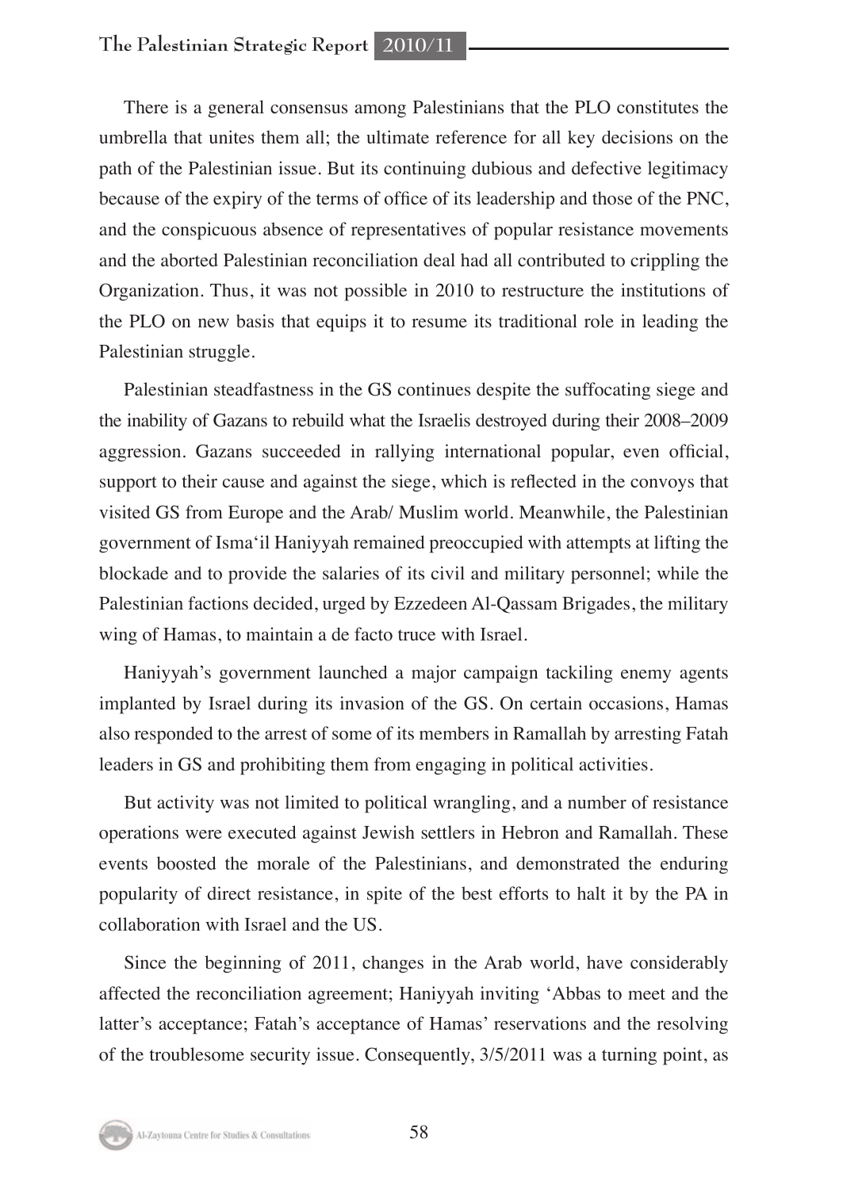There is a general consensus among Palestinians that the PLO constitutes the umbrella that unites them all; the ultimate reference for all key decisions on the path of the Palestinian issue. But its continuing dubious and defective legitimacy because of the expiry of the terms of office of its leadership and those of the PNC, and the conspicuous absence of representatives of popular resistance movements and the aborted Palestinian reconciliation deal had all contributed to crippling the Organization. Thus, it was not possible in 2010 to restructure the institutions of the PLO on new basis that equips it to resume its traditional role in leading the Palestinian struggle.

Palestinian steadfastness in the GS continues despite the suffocating siege and the inability of Gazans to rebuild what the Israelis destroyed during their 2008–2009 aggression. Gazans succeeded in rallying international popular, even official, support to their cause and against the siege, which is reflected in the convoys that visited GS from Europe and the Arab/ Muslim world. Meanwhile, the Palestinian government of Isma'il Haniyyah remained preoccupied with attempts at lifting the blockade and to provide the salaries of its civil and military personnel; while the Palestinian factions decided, urged by Ezzedeen Al-Qassam Brigades, the military wing of Hamas, to maintain a de facto truce with Israel.

Haniyyah's government launched a major campaign tackiling enemy agents implanted by Israel during its invasion of the GS. On certain occasions, Hamas also responded to the arrest of some of its members in Ramallah by arresting Fatah leaders in GS and prohibiting them from engaging in political activities.

But activity was not limited to political wrangling, and a number of resistance operations were executed against Jewish settlers in Hebron and Ramallah. These events boosted the morale of the Palestinians, and demonstrated the enduring popularity of direct resistance, in spite of the best efforts to halt it by the PA in collaboration with Israel and the US.

Since the beginning of 2011, changes in the Arab world, have considerably affected the reconciliation agreement; Haniyyah inviting 'Abbas to meet and the latter's acceptance; Fatah's acceptance of Hamas' reservations and the resolving of the troublesome security issue. Consequently, 3/5/2011 was a turning point, as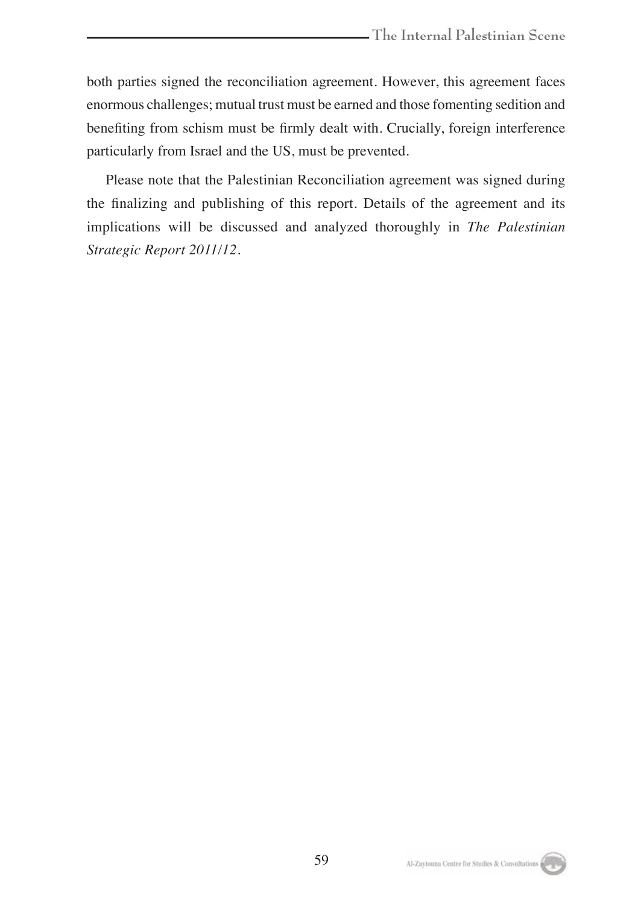both parties signed the reconciliation agreement. However, this agreement faces enormous challenges; mutual trust must be earned and those fomenting sedition and benefiting from schism must be firmly dealt with. Crucially, foreign interference particularly from Israel and the US, must be prevented.

Please note that the Palestinian Reconciliation agreement was signed during the finalizing and publishing of this report. Details of the agreement and its implications will be discussed and analyzed thoroughly in *The Palestinian Strategic Report 2011/12*.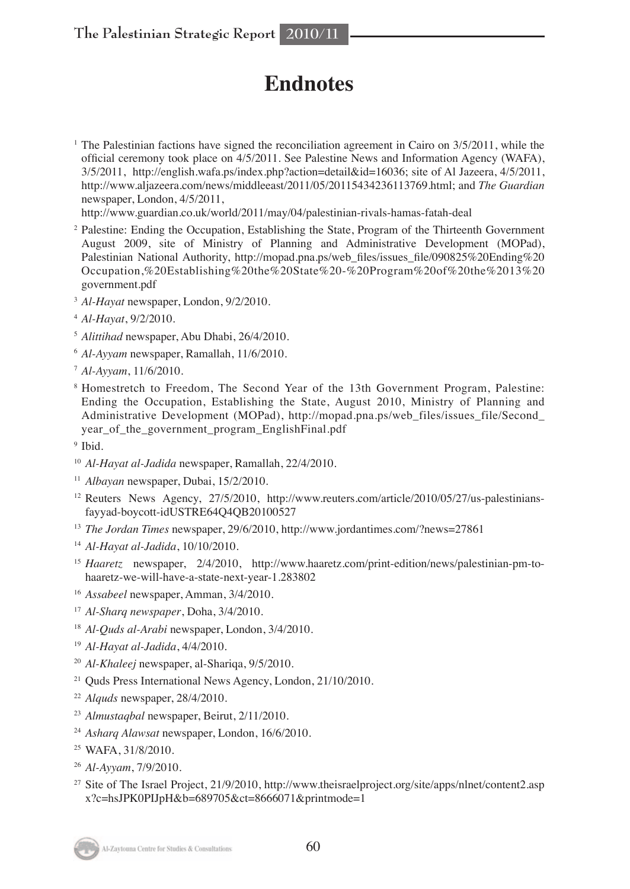# Endnotes

[1] The Palestinian factions have signed the reconciliation agreement in Cairo on 3/5/2011, while the official ceremony took place on 4/5/2011. See Palestine News and Information Agency (WAFA), 3/5/2011, http://english.wafa.ps/index.php?action=detail&id=16036; site of Al Jazeera, 4/5/2011, http://www.aljazeera.com/news/middleeast/2011/05/20115434236113769.html; and *The Guardian* newspaper, London, 4/5/2011, http://www.guardian.co.uk/world/2011/may/04/palestinian-rivals-hamas-fatah-deal

[2] Palestine: Ending the Occupation, Establishing the State, Program of the Thirteenth Government August 2009, site of Ministry of Planning and Administrative Development (MOPad), Palestinian National Authority, http://mopad.pna.ps/web_files/issues_file/090825%20Ending%20Occupation,%20Establishing%20the%20State%20-%20Program%20of%20the%2013%20government.pdf

[3] *Al-Hayat* newspaper, London, 9/2/2010.

[4] *Al-Hayat*, 9/2/2010.

[5] *Alittihad* newspaper, Abu Dhabi, 26/4/2010.

[6] *Al-Ayyam* newspaper, Ramallah, 11/6/2010.

[7] *Al-Ayyam*, 11/6/2010.

[8] Homestretch to Freedom, The Second Year of the 13th Government Program, Palestine: Ending the Occupation, Establishing the State, August 2010, Ministry of Planning and Administrative Development (MOPad), http://mopad.pna.ps/web_files/issues_file/Second_year_of_the_government_program_EnglishFinal.pdf

[9] Ibid.

[10] *Al-Hayat al-Jadida* newspaper, Ramallah, 22/4/2010.

[11] *Albayan* newspaper, Dubai, 15/2/2010.

[12] Reuters News Agency, 27/5/2010, http://www.reuters.com/article/2010/05/27/us-palestinians-fayyad-boycott-idUSTRE64Q4QB20100527

[13] *The Jordan Times* newspaper, 29/6/2010, http://www.jordantimes.com/?news=27861

[14] *Al-Hayat al-Jadida*, 10/10/2010.

[15] *Haaretz* newspaper, 2/4/2010, http://www.haaretz.com/print-edition/news/palestinian-pm-to-haaretz-we-will-have-a-state-next-year-1.283802

[16] *Assabeel* newspaper, Amman, 3/4/2010.

[17] *Al-Sharq newspaper*, Doha, 3/4/2010.

[18] *Al-Quds al-Arabi* newspaper, London, 3/4/2010.

[19] *Al-Hayat al-Jadida*, 4/4/2010.

[20] *Al-Khaleej* newspaper, al-Shariqa, 9/5/2010.

[21] Quds Press International News Agency, London, 21/10/2010.

[22] *Alquds* newspaper, 28/4/2010.

[23] *Almustaqbal* newspaper, Beirut, 2/11/2010.

[24] *Asharq Alawsat* newspaper, London, 16/6/2010.

[25] WAFA, 31/8/2010.

[26] *Al-Ayyam*, 7/9/2010.

[27] Site of The Israel Project, 21/9/2010, http://www.theisraelproject.org/site/apps/nlnet/content2.aspx?c=hsJPK0PIJpH&b=689705&ct=8666071&printmode=1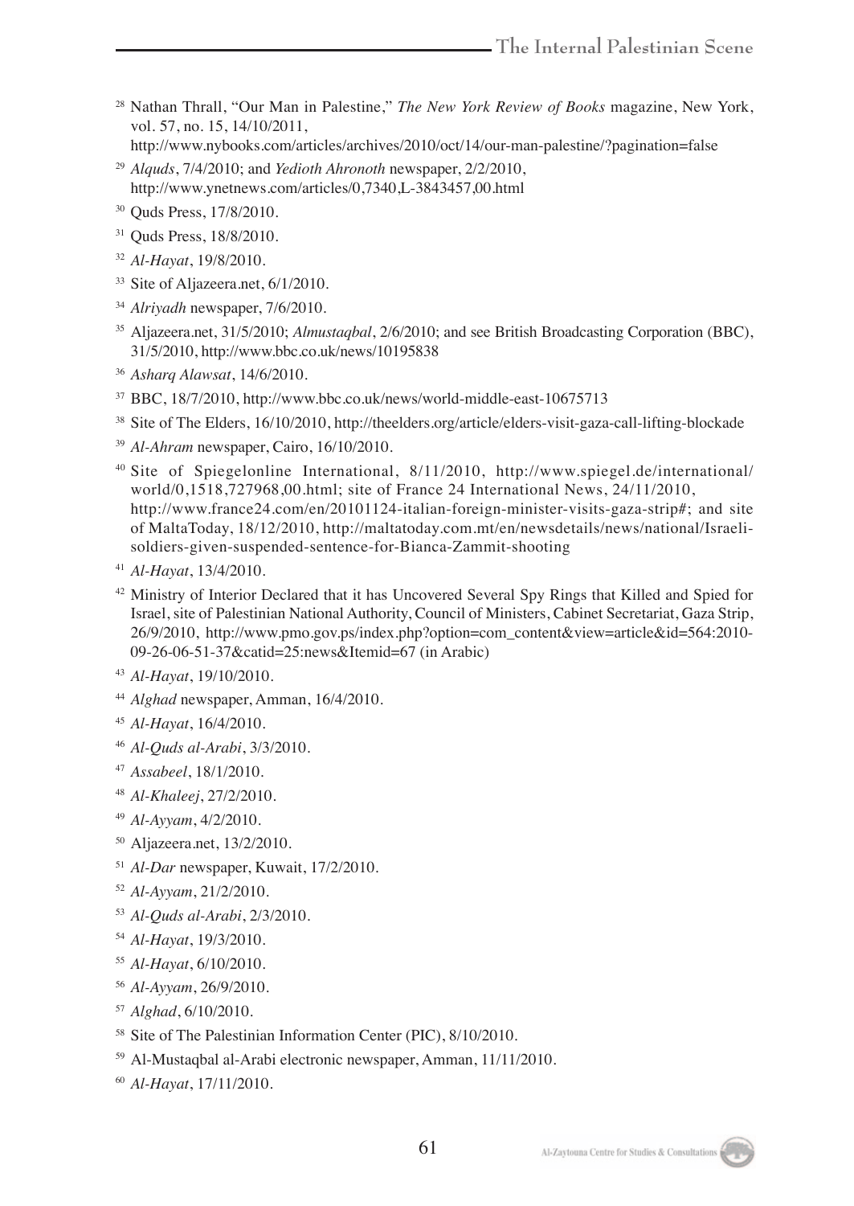[28] Nathan Thrall, "Our Man in Palestine," *The New York Review of Books* magazine, New York, vol. 57, no. 15, 14/10/2011, http://www.nybooks.com/articles/archives/2010/oct/14/our-man-palestine/?pagination=false

[29] *Alquds*, 7/4/2010; and *Yedioth Ahronoth* newspaper, 2/2/2010, http://www.ynetnews.com/articles/0,7340,L-3843457,00.html

[30] Quds Press, 17/8/2010.

[31] Quds Press, 18/8/2010.

[32] *Al-Hayat*, 19/8/2010.

[33] Site of Aljazeera.net, 6/1/2010.

[34] *Alriyadh* newspaper, 7/6/2010.

[35] Aljazeera.net, 31/5/2010; *Almustaqbal*, 2/6/2010; and see British Broadcasting Corporation (BBC), 31/5/2010, http://www.bbc.co.uk/news/10195838

[36] *Asharq Alawsat*, 14/6/2010.

[37] BBC, 18/7/2010, http://www.bbc.co.uk/news/world-middle-east-10675713

[38] Site of The Elders, 16/10/2010, http://theelders.org/article/elders-visit-gaza-call-lifting-blockade

[39] *Al-Ahram* newspaper, Cairo, 16/10/2010.

[40] Site of Spiegelonline International, 8/11/2010, http://www.spiegel.de/international/world/0,1518,727968,00.html; site of France 24 International News, 24/11/2010, http://www.france24.com/en/20101124-italian-foreign-minister-visits-gaza-strip#; and site of MaltaToday, 18/12/2010, http://maltatoday.com.mt/en/newsdetails/news/national/Israeli-soldiers-given-suspended-sentence-for-Bianca-Zammit-shooting

[41] *Al-Hayat*, 13/4/2010.

[42] Ministry of Interior Declared that it has Uncovered Several Spy Rings that Killed and Spied for Israel, site of Palestinian National Authority, Council of Ministers, Cabinet Secretariat, Gaza Strip, 26/9/2010, http://www.pmo.gov.ps/index.php?option=com_content&view=article&id=564:2010-09-26-06-51-37&catid=25:news&Itemid=67 (in Arabic)

[43] *Al-Hayat*, 19/10/2010.

[44] *Alghad* newspaper, Amman, 16/4/2010.

[45] *Al-Hayat*, 16/4/2010.

[46] *Al-Quds al-Arabi*, 3/3/2010.

[47] *Assabeel*, 18/1/2010.

[48] *Al-Khaleej*, 27/2/2010.

[49] *Al-Ayyam*, 4/2/2010.

[50] Aljazeera.net, 13/2/2010.

[51] *Al-Dar* newspaper, Kuwait, 17/2/2010.

[52] *Al-Ayyam*, 21/2/2010.

[53] *Al-Quds al-Arabi*, 2/3/2010.

[54] *Al-Hayat*, 19/3/2010.

[55] *Al-Hayat*, 6/10/2010.

[56] *Al-Ayyam*, 26/9/2010.

[57] *Alghad*, 6/10/2010.

[58] Site of The Palestinian Information Center (PIC), 8/10/2010.

[59] Al-Mustaqbal al-Arabi electronic newspaper, Amman, 11/11/2010.

[60] *Al-Hayat*, 17/11/2010.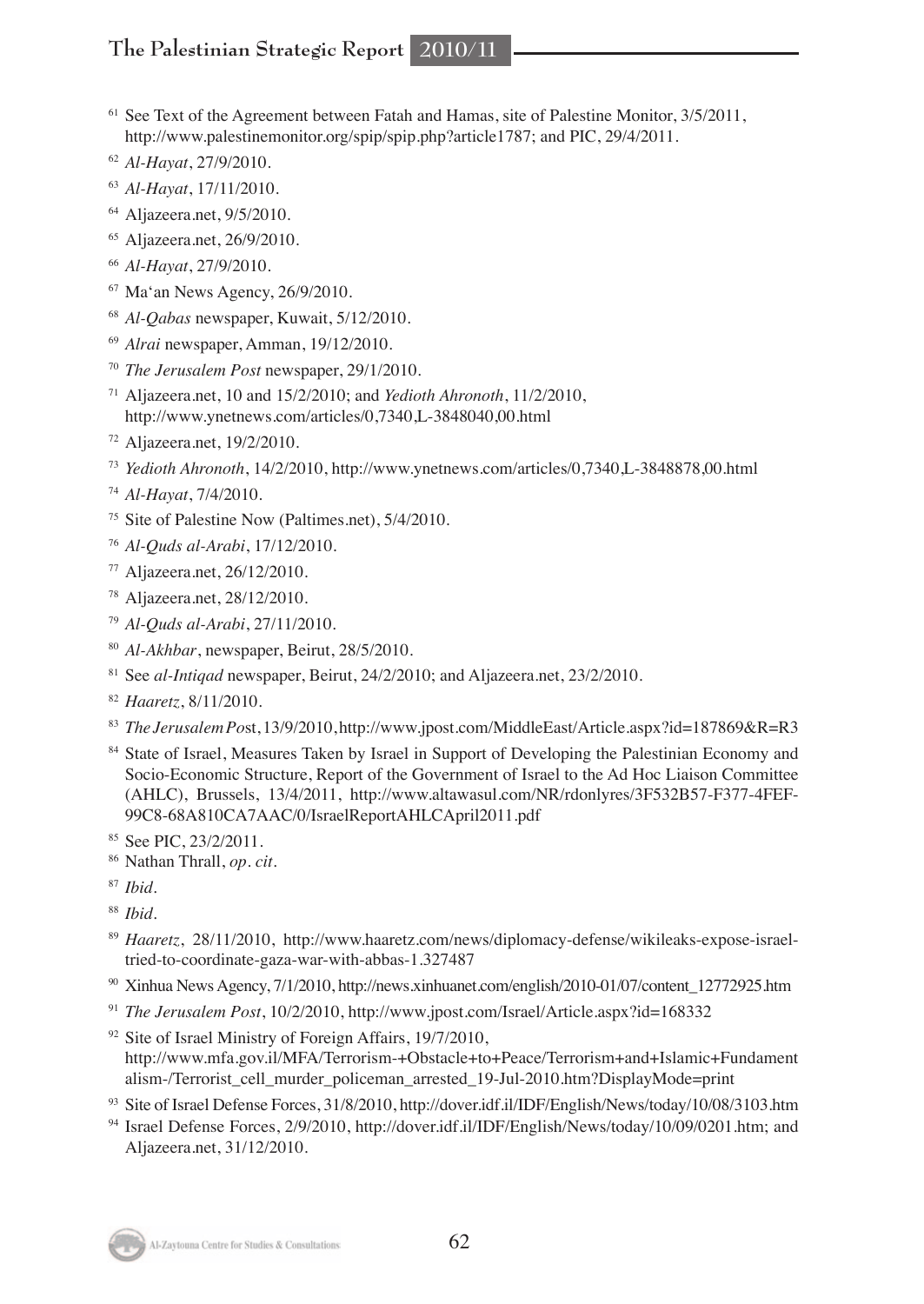[61] See Text of the Agreement between Fatah and Hamas, site of Palestine Monitor, 3/5/2011, http://www.palestinemonitor.org/spip/spip.php?article1787; and PIC, 29/4/2011.

[62] *Al-Hayat*, 27/9/2010.

[63] *Al-Hayat*, 17/11/2010.

[64] Aljazeera.net, 9/5/2010.

[65] Aljazeera.net, 26/9/2010.

[66] *Al-Hayat*, 27/9/2010.

[67] Ma'an News Agency, 26/9/2010.

[68] *Al-Qabas* newspaper, Kuwait, 5/12/2010.

[69] *Alrai* newspaper, Amman, 19/12/2010.

[70] *The Jerusalem Post* newspaper, 29/1/2010.

[71] Aljazeera.net, 10 and 15/2/2010; and *Yedioth Ahronoth*, 11/2/2010, http://www.ynetnews.com/articles/0,7340,L-3848040,00.html

[72] Aljazeera.net, 19/2/2010.

[73] *Yedioth Ahronoth*, 14/2/2010, http://www.ynetnews.com/articles/0,7340,L-3848878,00.html

[74] *Al-Hayat*, 7/4/2010.

[75] Site of Palestine Now (Paltimes.net), 5/4/2010.

[76] *Al-Quds al-Arabi*, 17/12/2010.

[77] Aljazeera.net, 26/12/2010.

[78] Aljazeera.net, 28/12/2010.

[79] *Al-Quds al-Arabi*, 27/11/2010.

[80] *Al-Akhbar*, newspaper, Beirut, 28/5/2010.

[81] See *al-Intiqad* newspaper, Beirut, 24/2/2010; and Aljazeera.net, 23/2/2010.

[82] *Haaretz*, 8/11/2010.

[83] *The Jerusalem Pos*t, 13/9/2010, http://www.jpost.com/MiddleEast/Article.aspx?id=187869&R=R3

[84] State of Israel, Measures Taken by Israel in Support of Developing the Palestinian Economy and Socio-Economic Structure, Report of the Government of Israel to the Ad Hoc Liaison Committee (AHLC), Brussels, 13/4/2011, http://www.altawasul.com/NR/rdonlyres/3F532B57-F377-4FEF-99C8-68A810CA7AAC/0/IsraelReportAHLCApril2011.pdf

[85] See PIC, 23/2/2011.

[86] Nathan Thrall, *op. cit*.

[87] *Ibid*.

[88] *Ibid*.

[89] *Haaretz*, 28/11/2010, http://www.haaretz.com/news/diplomacy-defense/wikileaks-expose-israel-tried-to-coordinate-gaza-war-with-abbas-1.327487

[90] Xinhua News Agency, 7/1/2010, http://news.xinhuanet.com/english/2010-01/07/content_12772925.htm

[91] *The Jerusalem Post*, 10/2/2010, http://www.jpost.com/Israel/Article.aspx?id=168332

[92] Site of Israel Ministry of Foreign Affairs, 19/7/2010, http://www.mfa.gov.il/MFA/Terrorism-+Obstacle+to+Peace/Terrorism+and+Islamic+Fundamentalism-/Terrorist_cell_murder_policeman_arrested_19-Jul-2010.htm?DisplayMode=print

[93] Site of Israel Defense Forces, 31/8/2010, http://dover.idf.il/IDF/English/News/today/10/08/3103.htm

[94] Israel Defense Forces, 2/9/2010, http://dover.idf.il/IDF/English/News/today/10/09/0201.htm; and Aljazeera.net, 31/12/2010.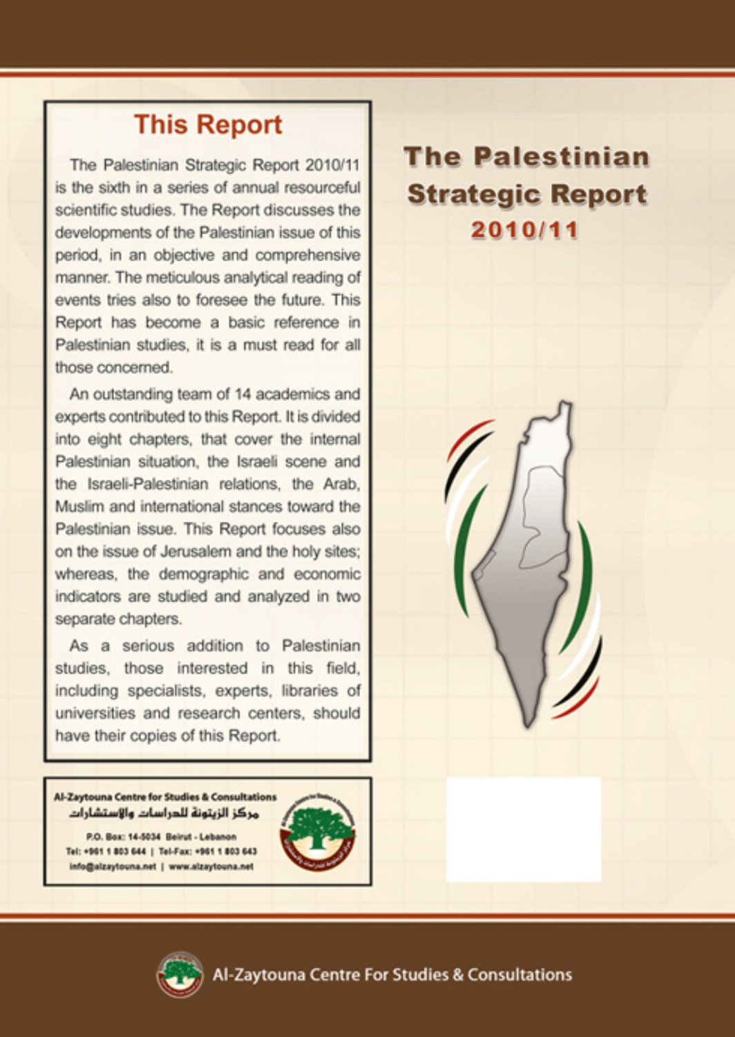## This Report

The Palestinian Strategic Report 2010/11 is the sixth in a series of annual resourceful scientific studies. The Report discusses the developments of the Palestinian issue of this period, in an objective and comprehensive manner. The meticulous analytical reading of events tries also to foresee the future. This Report has become a basic reference in Palestinian studies, it is a must read for all those concerned.

An outstanding team of 14 academics and experts contributed to this Report. It is divided into eight chapters, that cover the internal Palestinian situation, the Israeli scene and the Israeli-Palestinian relations, the Arab, Muslim and international stances toward the Palestinian issue. This Report focuses also on the issue of Jerusalem and the holy sites; whereas, the demographic and economic indicators are studied and analyzed in two separate chapters.

As a serious addition to Palestinian studies, those interested in this field, including specialists, experts, libraries of universities and research centers, should have their copies of this Report.

Al-Zaytouna Centre for Studies & Consultations
مركز الزيتونة للدراسات والإستشارات

P.O. Box: 14-5034 Beirut - Lebanon
Tel: +961 1 803 644 | Tel-Fax: +961 1 803 643
info@alzaytouna.net | www.alzaytouna.net

# The Palestinian Strategic Report 2010/11

Al-Zaytouna Centre For Studies & Consultations